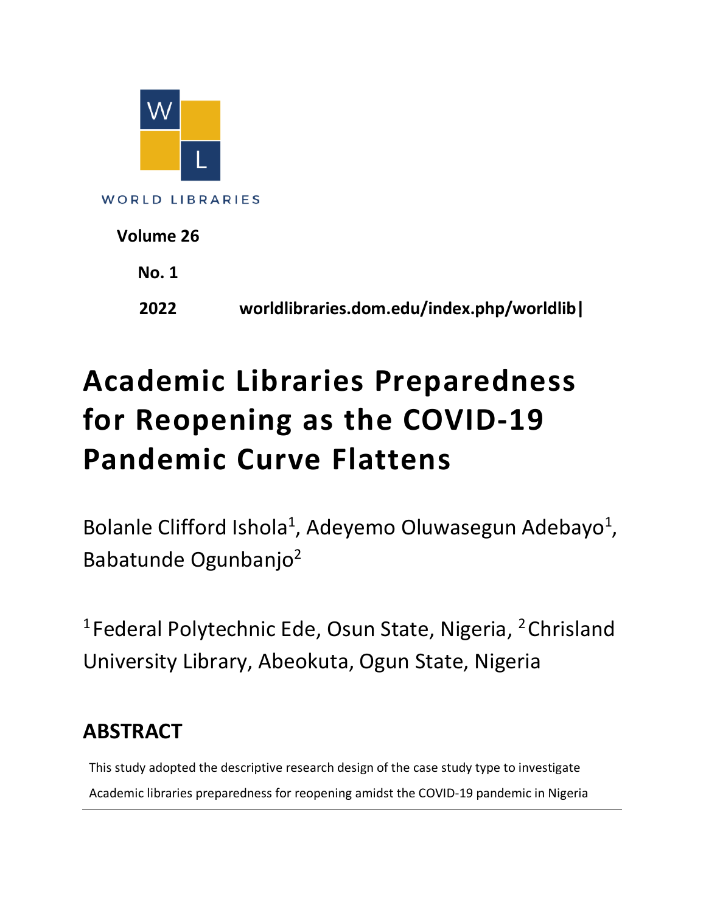WORLD LIBRARIES

**Volume 26**

**No. 1**

**2022** **worldlibraries.dom.edu/index.php/worldlib|**

# Academic Libraries Preparedness for Reopening as the COVID-19 Pandemic Curve Flattens

Bolanle Clifford Ishola[1], Adeyemo Oluwasegun Adebayo[1], Babatunde Ogunbanjo[2]

[1]Federal Polytechnic Ede, Osun State, Nigeria, [2]Chrisland University Library, Abeokuta, Ogun State, Nigeria

## ABSTRACT

This study adopted the descriptive research design of the case study type to investigate Academic libraries preparedness for reopening amidst the COVID-19 pandemic in Nigeria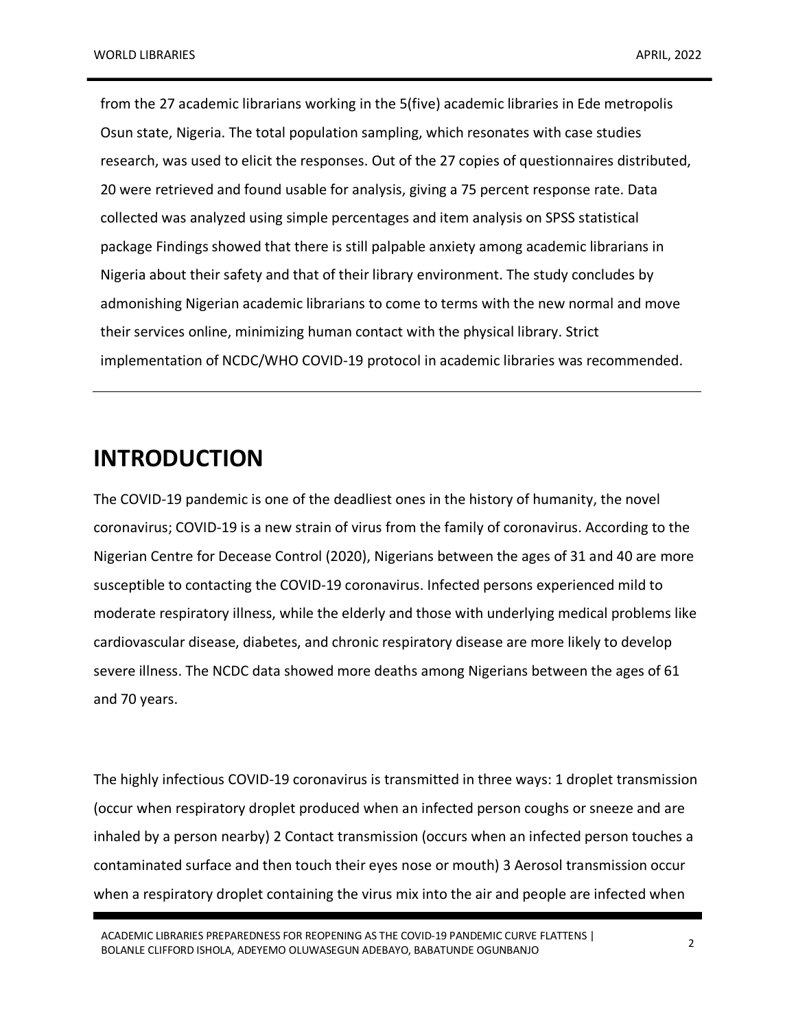from the 27 academic librarians working in the 5(five) academic libraries in Ede metropolis Osun state, Nigeria. The total population sampling, which resonates with case studies research, was used to elicit the responses. Out of the 27 copies of questionnaires distributed, 20 were retrieved and found usable for analysis, giving a 75 percent response rate. Data collected was analyzed using simple percentages and item analysis on SPSS statistical package Findings showed that there is still palpable anxiety among academic librarians in Nigeria about their safety and that of their library environment. The study concludes by admonishing Nigerian academic librarians to come to terms with the new normal and move their services online, minimizing human contact with the physical library. Strict implementation of NCDC/WHO COVID-19 protocol in academic libraries was recommended.

---

# INTRODUCTION

The COVID-19 pandemic is one of the deadliest ones in the history of humanity, the novel coronavirus; COVID-19 is a new strain of virus from the family of coronavirus. According to the Nigerian Centre for Decease Control (2020), Nigerians between the ages of 31 and 40 are more susceptible to contacting the COVID-19 coronavirus. Infected persons experienced mild to moderate respiratory illness, while the elderly and those with underlying medical problems like cardiovascular disease, diabetes, and chronic respiratory disease are more likely to develop severe illness. The NCDC data showed more deaths among Nigerians between the ages of 61 and 70 years.

The highly infectious COVID-19 coronavirus is transmitted in three ways: 1 droplet transmission (occur when respiratory droplet produced when an infected person coughs or sneeze and are inhaled by a person nearby) 2 Contact transmission (occurs when an infected person touches a contaminated surface and then touch their eyes nose or mouth) 3 Aerosol transmission occur when a respiratory droplet containing the virus mix into the air and people are infected when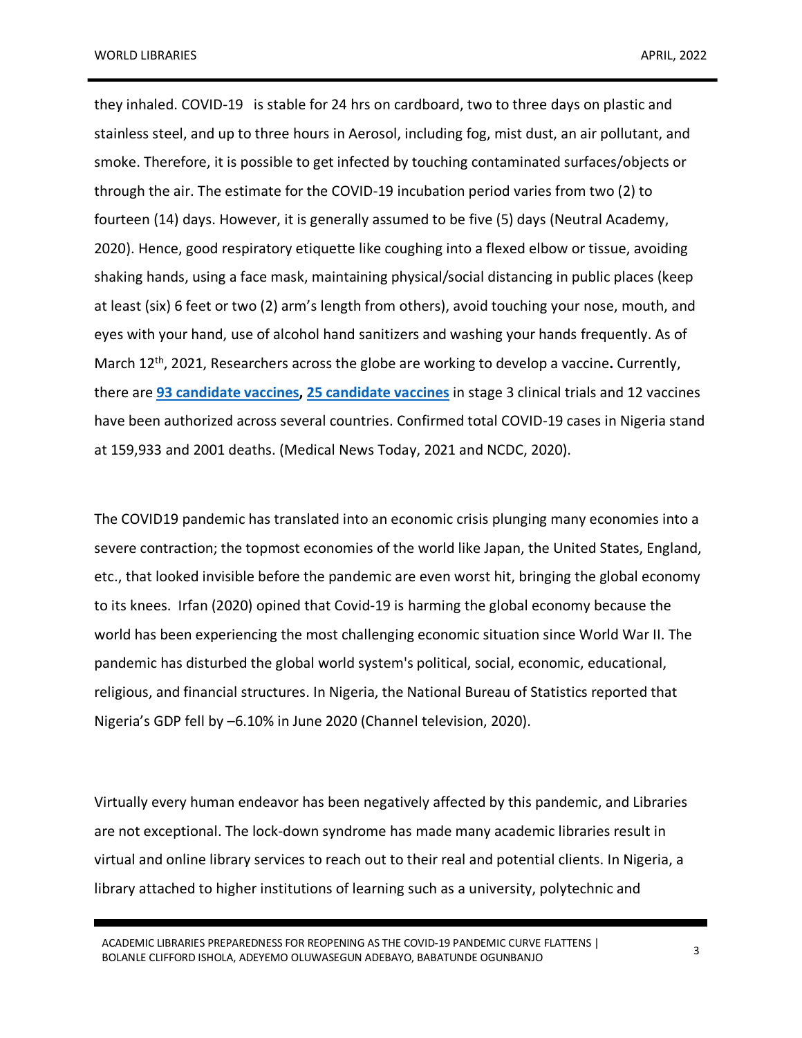they inhaled. COVID-19 is stable for 24 hrs on cardboard, two to three days on plastic and stainless steel, and up to three hours in Aerosol, including fog, mist dust, an air pollutant, and smoke. Therefore, it is possible to get infected by touching contaminated surfaces/objects or through the air. The estimate for the COVID-19 incubation period varies from two (2) to fourteen (14) days. However, it is generally assumed to be five (5) days (Neutral Academy, 2020). Hence, good respiratory etiquette like coughing into a flexed elbow or tissue, avoiding shaking hands, using a face mask, maintaining physical/social distancing in public places (keep at least (six) 6 feet or two (2) arm's length from others), avoid touching your nose, mouth, and eyes with your hand, use of alcohol hand sanitizers and washing your hands frequently. As of March 12th, 2021, Researchers across the globe are working to develop a vaccine**.** Currently, there are **93 candidate vaccines, 25 candidate vaccines** in stage 3 clinical trials and 12 vaccines have been authorized across several countries. Confirmed total COVID-19 cases in Nigeria stand at 159,933 and 2001 deaths. (Medical News Today, 2021 and NCDC, 2020).

The COVID19 pandemic has translated into an economic crisis plunging many economies into a severe contraction; the topmost economies of the world like Japan, the United States, England, etc., that looked invisible before the pandemic are even worst hit, bringing the global economy to its knees. Irfan (2020) opined that Covid-19 is harming the global economy because the world has been experiencing the most challenging economic situation since World War II. The pandemic has disturbed the global world system's political, social, economic, educational, religious, and financial structures. In Nigeria, the National Bureau of Statistics reported that Nigeria's GDP fell by –6.10% in June 2020 (Channel television, 2020).

Virtually every human endeavor has been negatively affected by this pandemic, and Libraries are not exceptional. The lock-down syndrome has made many academic libraries result in virtual and online library services to reach out to their real and potential clients. In Nigeria, a library attached to higher institutions of learning such as a university, polytechnic and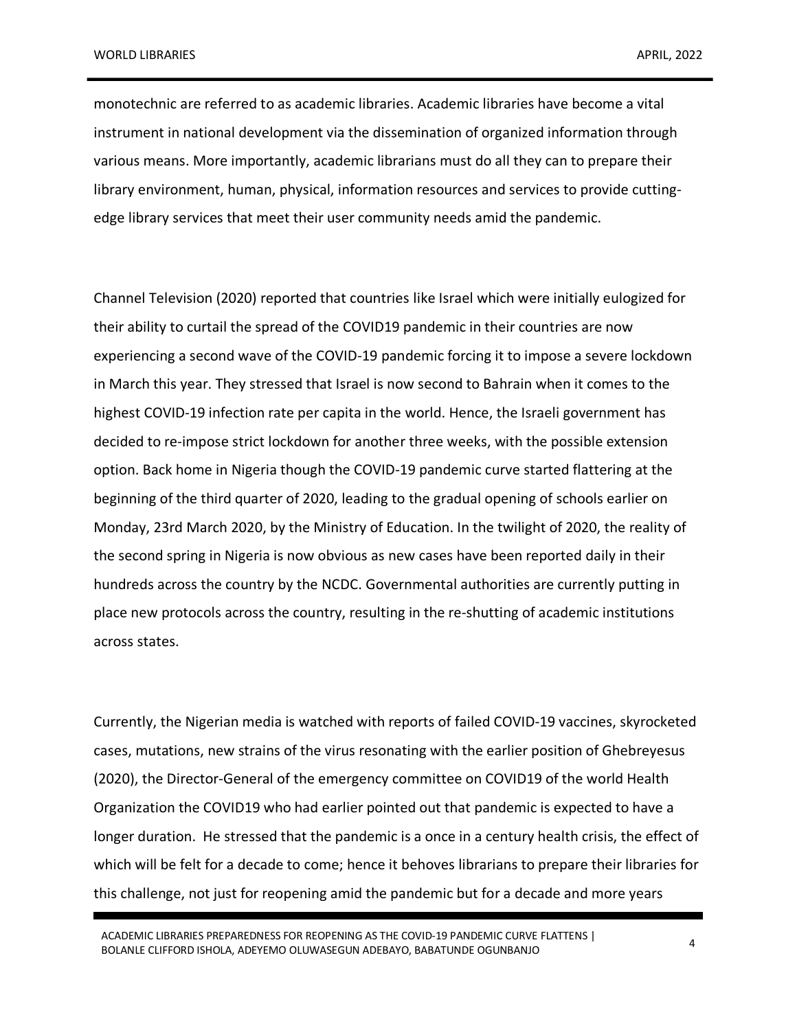monotechnic are referred to as academic libraries. Academic libraries have become a vital instrument in national development via the dissemination of organized information through various means. More importantly, academic librarians must do all they can to prepare their library environment, human, physical, information resources and services to provide cutting-edge library services that meet their user community needs amid the pandemic.

Channel Television (2020) reported that countries like Israel which were initially eulogized for their ability to curtail the spread of the COVID19 pandemic in their countries are now experiencing a second wave of the COVID-19 pandemic forcing it to impose a severe lockdown in March this year. They stressed that Israel is now second to Bahrain when it comes to the highest COVID-19 infection rate per capita in the world. Hence, the Israeli government has decided to re-impose strict lockdown for another three weeks, with the possible extension option. Back home in Nigeria though the COVID-19 pandemic curve started flattering at the beginning of the third quarter of 2020, leading to the gradual opening of schools earlier on Monday, 23rd March 2020, by the Ministry of Education. In the twilight of 2020, the reality of the second spring in Nigeria is now obvious as new cases have been reported daily in their hundreds across the country by the NCDC. Governmental authorities are currently putting in place new protocols across the country, resulting in the re-shutting of academic institutions across states.

Currently, the Nigerian media is watched with reports of failed COVID-19 vaccines, skyrocketed cases, mutations, new strains of the virus resonating with the earlier position of Ghebreyesus (2020), the Director-General of the emergency committee on COVID19 of the world Health Organization the COVID19 who had earlier pointed out that pandemic is expected to have a longer duration. He stressed that the pandemic is a once in a century health crisis, the effect of which will be felt for a decade to come; hence it behoves librarians to prepare their libraries for this challenge, not just for reopening amid the pandemic but for a decade and more years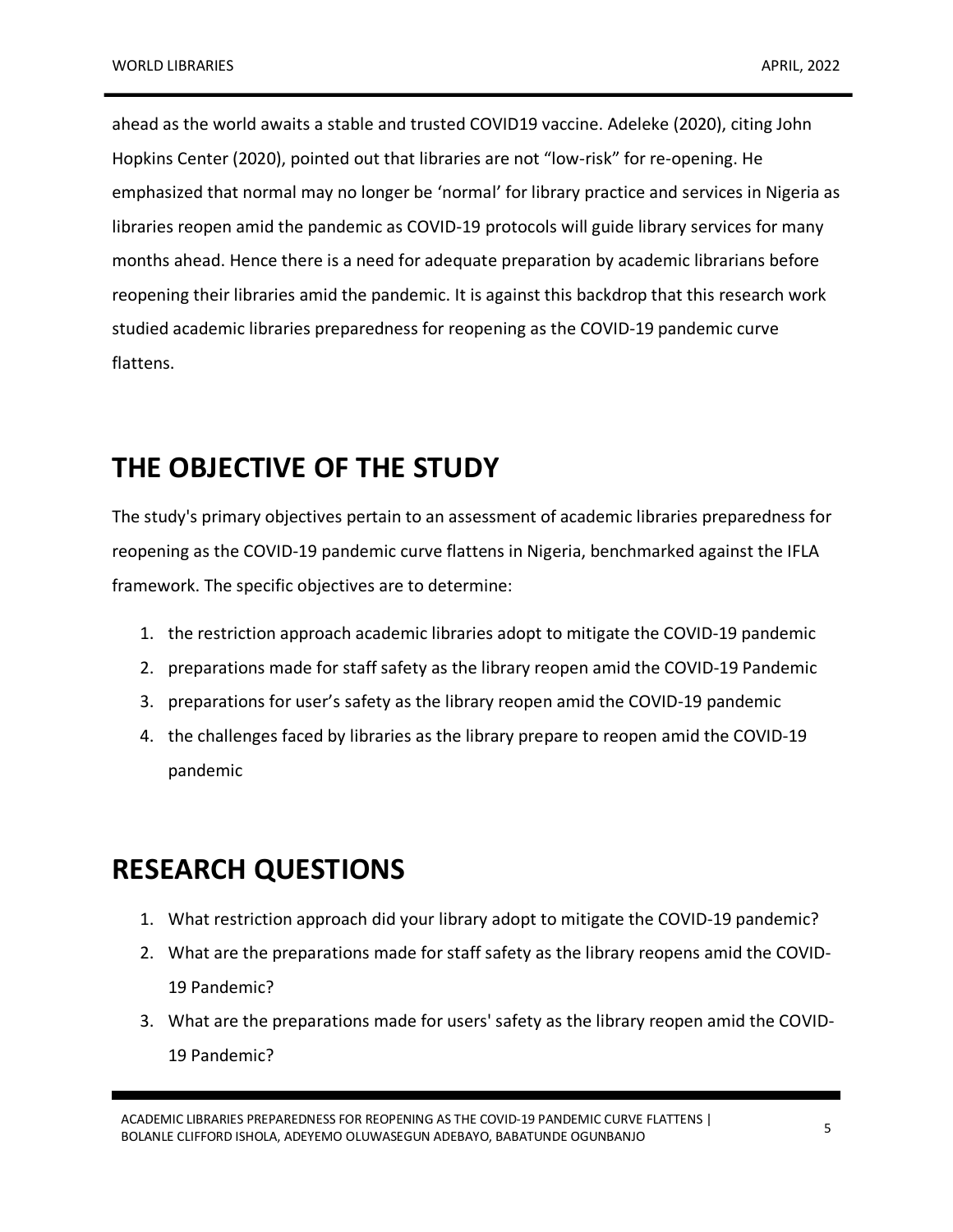ahead as the world awaits a stable and trusted COVID19 vaccine. Adeleke (2020), citing John Hopkins Center (2020), pointed out that libraries are not "low-risk" for re-opening. He emphasized that normal may no longer be 'normal' for library practice and services in Nigeria as libraries reopen amid the pandemic as COVID-19 protocols will guide library services for many months ahead. Hence there is a need for adequate preparation by academic librarians before reopening their libraries amid the pandemic. It is against this backdrop that this research work studied academic libraries preparedness for reopening as the COVID-19 pandemic curve flattens.

# THE OBJECTIVE OF THE STUDY

The study's primary objectives pertain to an assessment of academic libraries preparedness for reopening as the COVID-19 pandemic curve flattens in Nigeria, benchmarked against the IFLA framework. The specific objectives are to determine:

1. the restriction approach academic libraries adopt to mitigate the COVID-19 pandemic
2. preparations made for staff safety as the library reopen amid the COVID-19 Pandemic
3. preparations for user's safety as the library reopen amid the COVID-19 pandemic
4. the challenges faced by libraries as the library prepare to reopen amid the COVID-19 pandemic

# RESEARCH QUESTIONS

1. What restriction approach did your library adopt to mitigate the COVID-19 pandemic?
2. What are the preparations made for staff safety as the library reopens amid the COVID-19 Pandemic?
3. What are the preparations made for users' safety as the library reopen amid the COVID-19 Pandemic?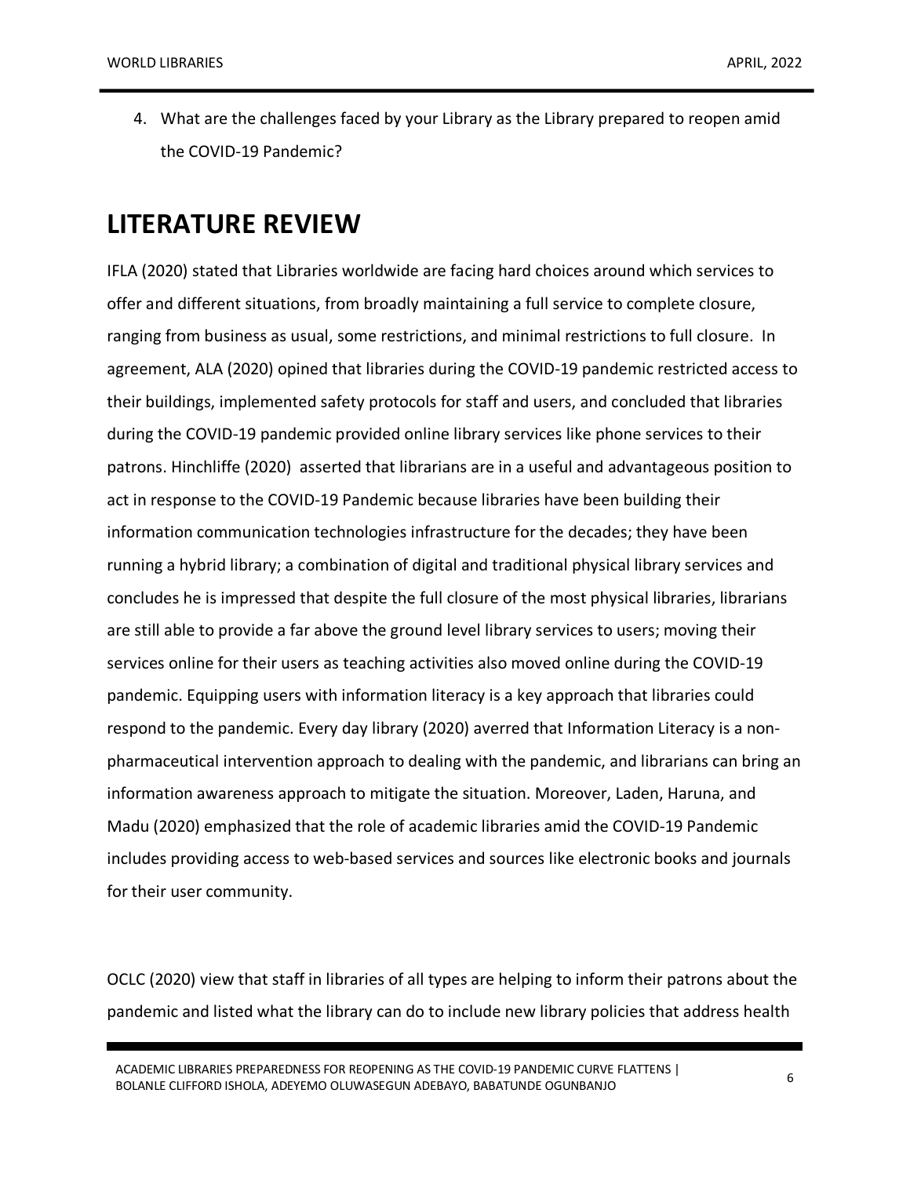4. What are the challenges faced by your Library as the Library prepared to reopen amid the COVID-19 Pandemic?

# LITERATURE REVIEW

IFLA (2020) stated that Libraries worldwide are facing hard choices around which services to offer and different situations, from broadly maintaining a full service to complete closure, ranging from business as usual, some restrictions, and minimal restrictions to full closure. In agreement, ALA (2020) opined that libraries during the COVID-19 pandemic restricted access to their buildings, implemented safety protocols for staff and users, and concluded that libraries during the COVID-19 pandemic provided online library services like phone services to their patrons. Hinchliffe (2020) asserted that librarians are in a useful and advantageous position to act in response to the COVID-19 Pandemic because libraries have been building their information communication technologies infrastructure for the decades; they have been running a hybrid library; a combination of digital and traditional physical library services and concludes he is impressed that despite the full closure of the most physical libraries, librarians are still able to provide a far above the ground level library services to users; moving their services online for their users as teaching activities also moved online during the COVID-19 pandemic. Equipping users with information literacy is a key approach that libraries could respond to the pandemic. Every day library (2020) averred that Information Literacy is a non-pharmaceutical intervention approach to dealing with the pandemic, and librarians can bring an information awareness approach to mitigate the situation. Moreover, Laden, Haruna, and Madu (2020) emphasized that the role of academic libraries amid the COVID-19 Pandemic includes providing access to web-based services and sources like electronic books and journals for their user community.

OCLC (2020) view that staff in libraries of all types are helping to inform their patrons about the pandemic and listed what the library can do to include new library policies that address health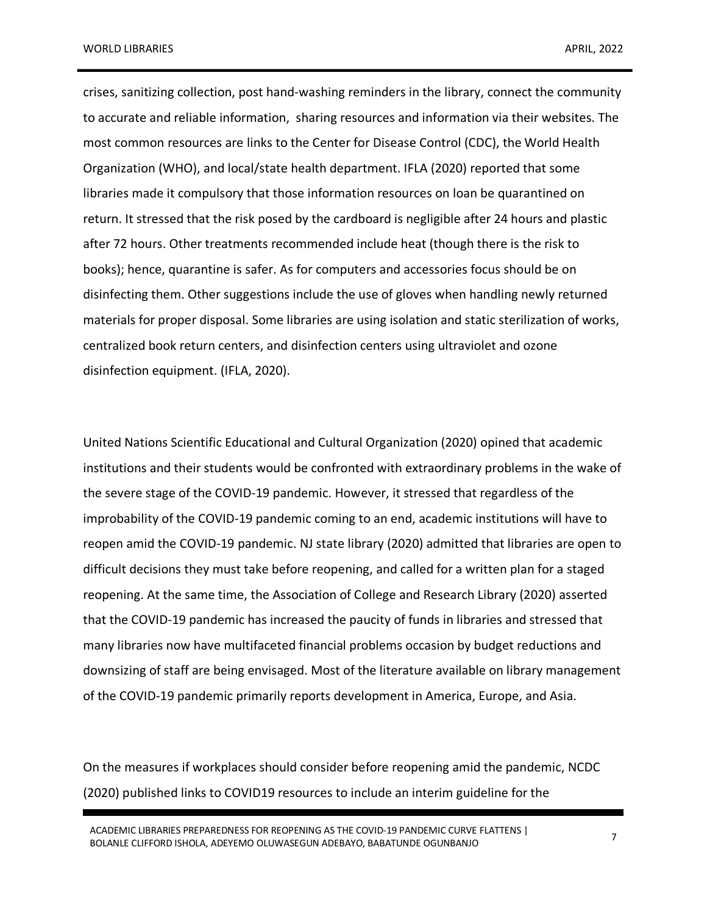crises, sanitizing collection, post hand-washing reminders in the library, connect the community to accurate and reliable information, sharing resources and information via their websites. The most common resources are links to the Center for Disease Control (CDC), the World Health Organization (WHO), and local/state health department. IFLA (2020) reported that some libraries made it compulsory that those information resources on loan be quarantined on return. It stressed that the risk posed by the cardboard is negligible after 24 hours and plastic after 72 hours. Other treatments recommended include heat (though there is the risk to books); hence, quarantine is safer. As for computers and accessories focus should be on disinfecting them. Other suggestions include the use of gloves when handling newly returned materials for proper disposal. Some libraries are using isolation and static sterilization of works, centralized book return centers, and disinfection centers using ultraviolet and ozone disinfection equipment. (IFLA, 2020).

United Nations Scientific Educational and Cultural Organization (2020) opined that academic institutions and their students would be confronted with extraordinary problems in the wake of the severe stage of the COVID-19 pandemic. However, it stressed that regardless of the improbability of the COVID-19 pandemic coming to an end, academic institutions will have to reopen amid the COVID-19 pandemic. NJ state library (2020) admitted that libraries are open to difficult decisions they must take before reopening, and called for a written plan for a staged reopening. At the same time, the Association of College and Research Library (2020) asserted that the COVID-19 pandemic has increased the paucity of funds in libraries and stressed that many libraries now have multifaceted financial problems occasion by budget reductions and downsizing of staff are being envisaged. Most of the literature available on library management of the COVID-19 pandemic primarily reports development in America, Europe, and Asia.

On the measures if workplaces should consider before reopening amid the pandemic, NCDC (2020) published links to COVID19 resources to include an interim guideline for the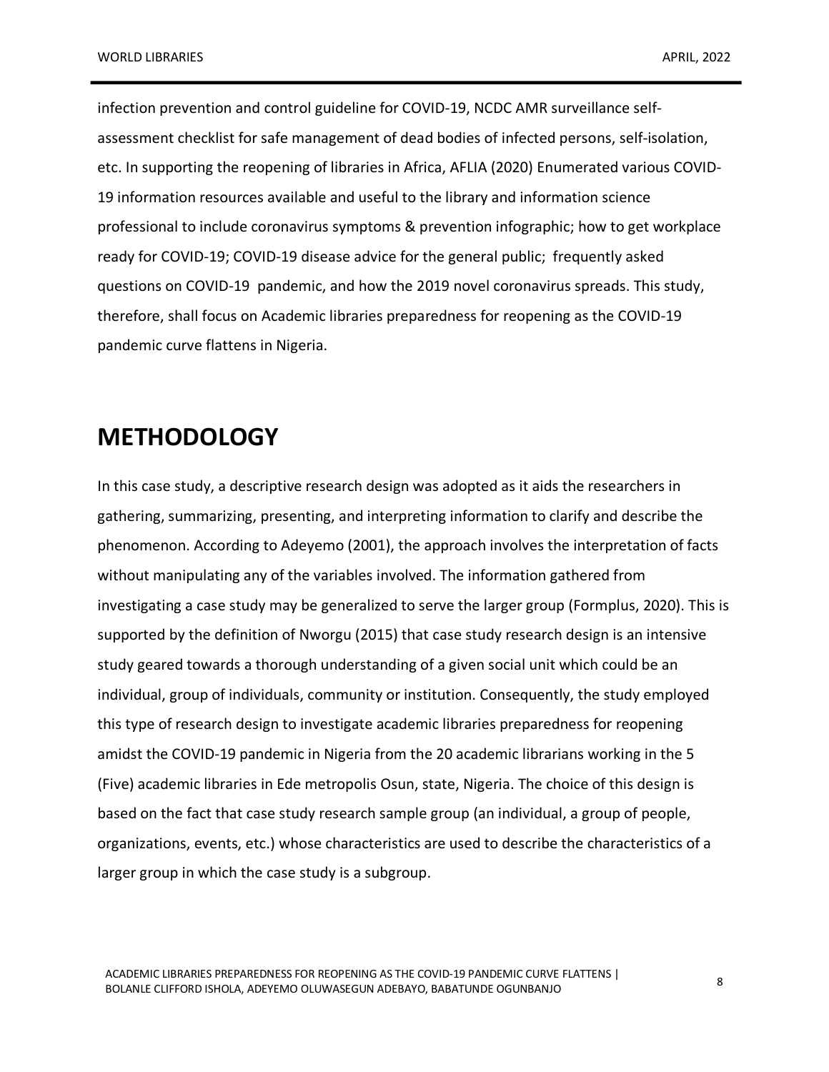infection prevention and control guideline for COVID-19, NCDC AMR surveillance self-assessment checklist for safe management of dead bodies of infected persons, self-isolation, etc. In supporting the reopening of libraries in Africa, AFLIA (2020) Enumerated various COVID-19 information resources available and useful to the library and information science professional to include coronavirus symptoms & prevention infographic; how to get workplace ready for COVID-19; COVID-19 disease advice for the general public; frequently asked questions on COVID-19 pandemic, and how the 2019 novel coronavirus spreads. This study, therefore, shall focus on Academic libraries preparedness for reopening as the COVID-19 pandemic curve flattens in Nigeria.

## METHODOLOGY

In this case study, a descriptive research design was adopted as it aids the researchers in gathering, summarizing, presenting, and interpreting information to clarify and describe the phenomenon. According to Adeyemo (2001), the approach involves the interpretation of facts without manipulating any of the variables involved. The information gathered from investigating a case study may be generalized to serve the larger group (Formplus, 2020). This is supported by the definition of Nworgu (2015) that case study research design is an intensive study geared towards a thorough understanding of a given social unit which could be an individual, group of individuals, community or institution. Consequently, the study employed this type of research design to investigate academic libraries preparedness for reopening amidst the COVID-19 pandemic in Nigeria from the 20 academic librarians working in the 5 (Five) academic libraries in Ede metropolis Osun, state, Nigeria. The choice of this design is based on the fact that case study research sample group (an individual, a group of people, organizations, events, etc.) whose characteristics are used to describe the characteristics of a larger group in which the case study is a subgroup.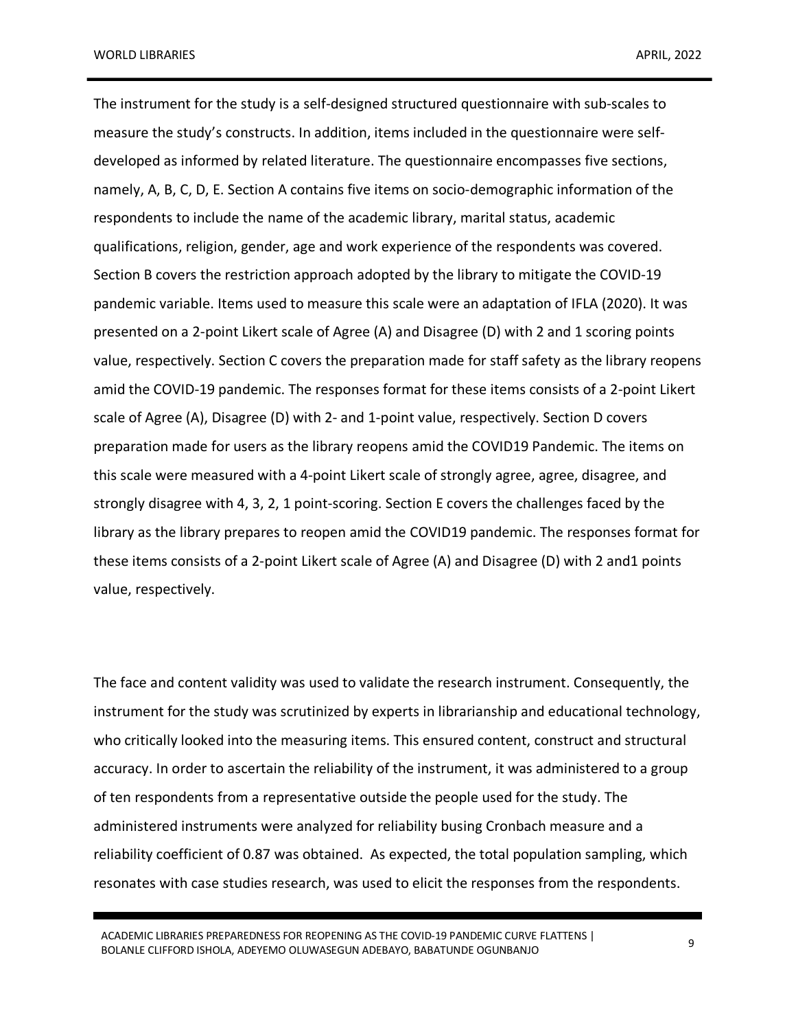The instrument for the study is a self-designed structured questionnaire with sub-scales to measure the study's constructs. In addition, items included in the questionnaire were self-developed as informed by related literature. The questionnaire encompasses five sections, namely, A, B, C, D, E. Section A contains five items on socio-demographic information of the respondents to include the name of the academic library, marital status, academic qualifications, religion, gender, age and work experience of the respondents was covered. Section B covers the restriction approach adopted by the library to mitigate the COVID-19 pandemic variable. Items used to measure this scale were an adaptation of IFLA (2020). It was presented on a 2-point Likert scale of Agree (A) and Disagree (D) with 2 and 1 scoring points value, respectively. Section C covers the preparation made for staff safety as the library reopens amid the COVID-19 pandemic. The responses format for these items consists of a 2-point Likert scale of Agree (A), Disagree (D) with 2- and 1-point value, respectively. Section D covers preparation made for users as the library reopens amid the COVID19 Pandemic. The items on this scale were measured with a 4-point Likert scale of strongly agree, agree, disagree, and strongly disagree with 4, 3, 2, 1 point-scoring. Section E covers the challenges faced by the library as the library prepares to reopen amid the COVID19 pandemic. The responses format for these items consists of a 2-point Likert scale of Agree (A) and Disagree (D) with 2 and1 points value, respectively.

The face and content validity was used to validate the research instrument. Consequently, the instrument for the study was scrutinized by experts in librarianship and educational technology, who critically looked into the measuring items. This ensured content, construct and structural accuracy. In order to ascertain the reliability of the instrument, it was administered to a group of ten respondents from a representative outside the people used for the study. The administered instruments were analyzed for reliability busing Cronbach measure and a reliability coefficient of 0.87 was obtained. As expected, the total population sampling, which resonates with case studies research, was used to elicit the responses from the respondents.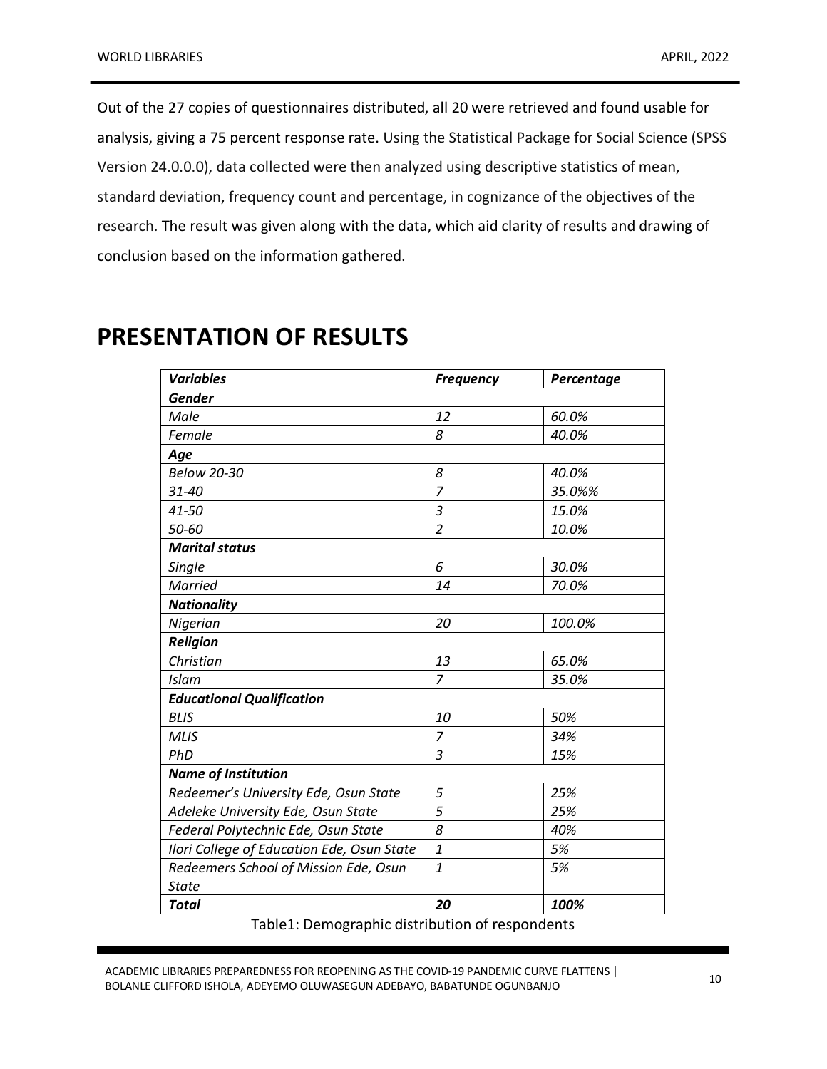Out of the 27 copies of questionnaires distributed, all 20 were retrieved and found usable for analysis, giving a 75 percent response rate. Using the Statistical Package for Social Science (SPSS Version 24.0.0.0), data collected were then analyzed using descriptive statistics of mean, standard deviation, frequency count and percentage, in cognizance of the objectives of the research. The result was given along with the data, which aid clarity of results and drawing of conclusion based on the information gathered.

# PRESENTATION OF RESULTS

| ***Variables*** | ***Frequency*** | ***Percentage*** |
|---|---|---|
| ***Gender*** | | |
| *Male* | *12* | *60.0%* |
| *Female* | *8* | *40.0%* |
| ***Age*** | | |
| *Below 20-30* | *8* | *40.0%* |
| *31-40* | *7* | *35.0%%* |
| *41-50* | *3* | *15.0%* |
| *50-60* | *2* | *10.0%* |
| ***Marital status*** | | |
| *Single* | *6* | *30.0%* |
| *Married* | *14* | *70.0%* |
| ***Nationality*** | | |
| *Nigerian* | *20* | *100.0%* |
| ***Religion*** | | |
| *Christian* | *13* | *65.0%* |
| *Islam* | *7* | *35.0%* |
| ***Educational Qualification*** | | |
| *BLIS* | *10* | *50%* |
| *MLIS* | *7* | *34%* |
| *PhD* | *3* | *15%* |
| ***Name of Institution*** | | |
| *Redeemer's University Ede, Osun State* | *5* | *25%* |
| *Adeleke University Ede, Osun State* | *5* | *25%* |
| *Federal Polytechnic Ede, Osun State* | *8* | *40%* |
| *Ilori College of Education Ede, Osun State* | *1* | *5%* |
| *Redeemers School of Mission Ede, Osun State* | *1* | *5%* |
| ***Total*** | ***20*** | ***100%*** |

Table1: Demographic distribution of respondents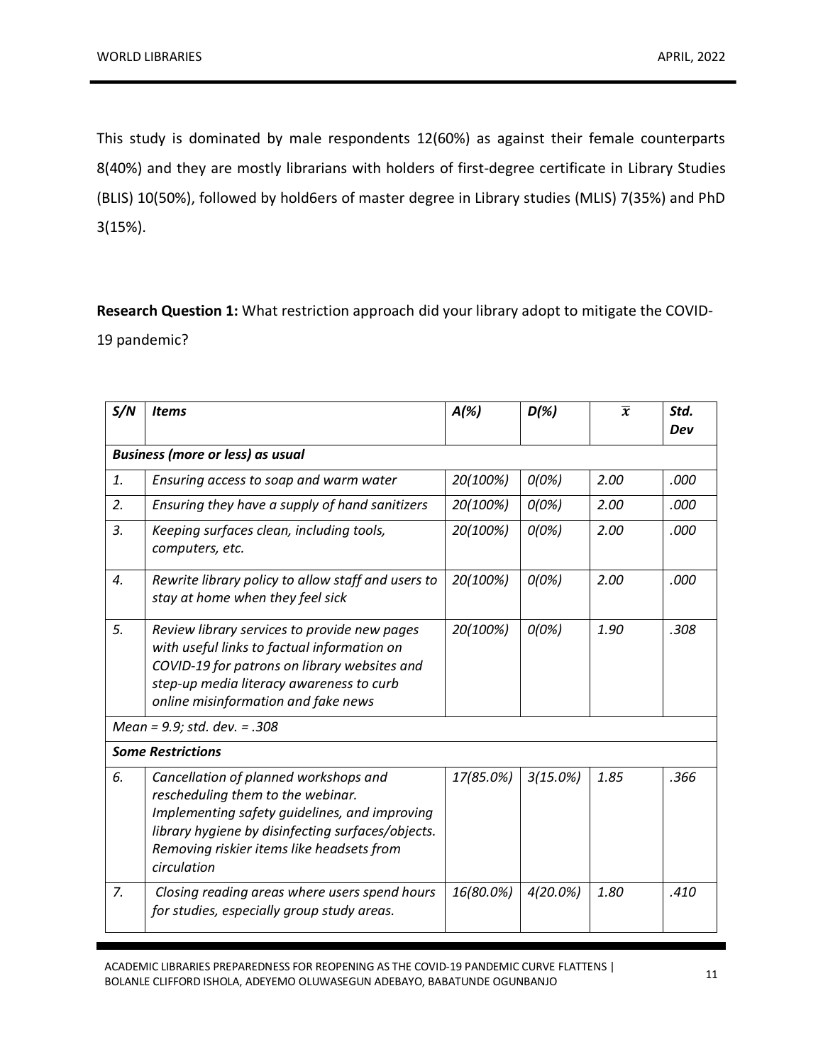This study is dominated by male respondents 12(60%) as against their female counterparts 8(40%) and they are mostly librarians with holders of first-degree certificate in Library Studies (BLIS) 10(50%), followed by hold6ers of master degree in Library studies (MLIS) 7(35%) and PhD 3(15%).

**Research Question 1:** What restriction approach did your library adopt to mitigate the COVID-19 pandemic?

| *S/N* | *Items* | *A(%)* | *D(%)* | $\bar{x}$ | *Std. Dev* |
|---|---|---|---|---|---|
| ***Business (more or less) as usual*** | | | | | |
| *1.* | *Ensuring access to soap and warm water* | *20(100%)* | *0(0%)* | *2.00* | *.000* |
| *2.* | *Ensuring they have a supply of hand sanitizers* | *20(100%)* | *0(0%)* | *2.00* | *.000* |
| *3.* | *Keeping surfaces clean, including tools, computers, etc.* | *20(100%)* | *0(0%)* | *2.00* | *.000* |
| *4.* | *Rewrite library policy to allow staff and users to stay at home when they feel sick* | *20(100%)* | *0(0%)* | *2.00* | *.000* |
| *5.* | *Review library services to provide new pages with useful links to factual information on COVID-19 for patrons on library websites and step-up media literacy awareness to curb online misinformation and fake news* | *20(100%)* | *0(0%)* | *1.90* | *.308* |
| *Mean = 9.9; std. dev. = .308* | | | | | |
| ***Some Restrictions*** | | | | | |
| *6.* | *Cancellation of planned workshops and rescheduling them to the webinar. Implementing safety guidelines, and improving library hygiene by disinfecting surfaces/objects. Removing riskier items like headsets from circulation* | *17(85.0%)* | *3(15.0%)* | *1.85* | *.366* |
| *7.* | *Closing reading areas where users spend hours for studies, especially group study areas.* | *16(80.0%)* | *4(20.0%)* | *1.80* | *.410* |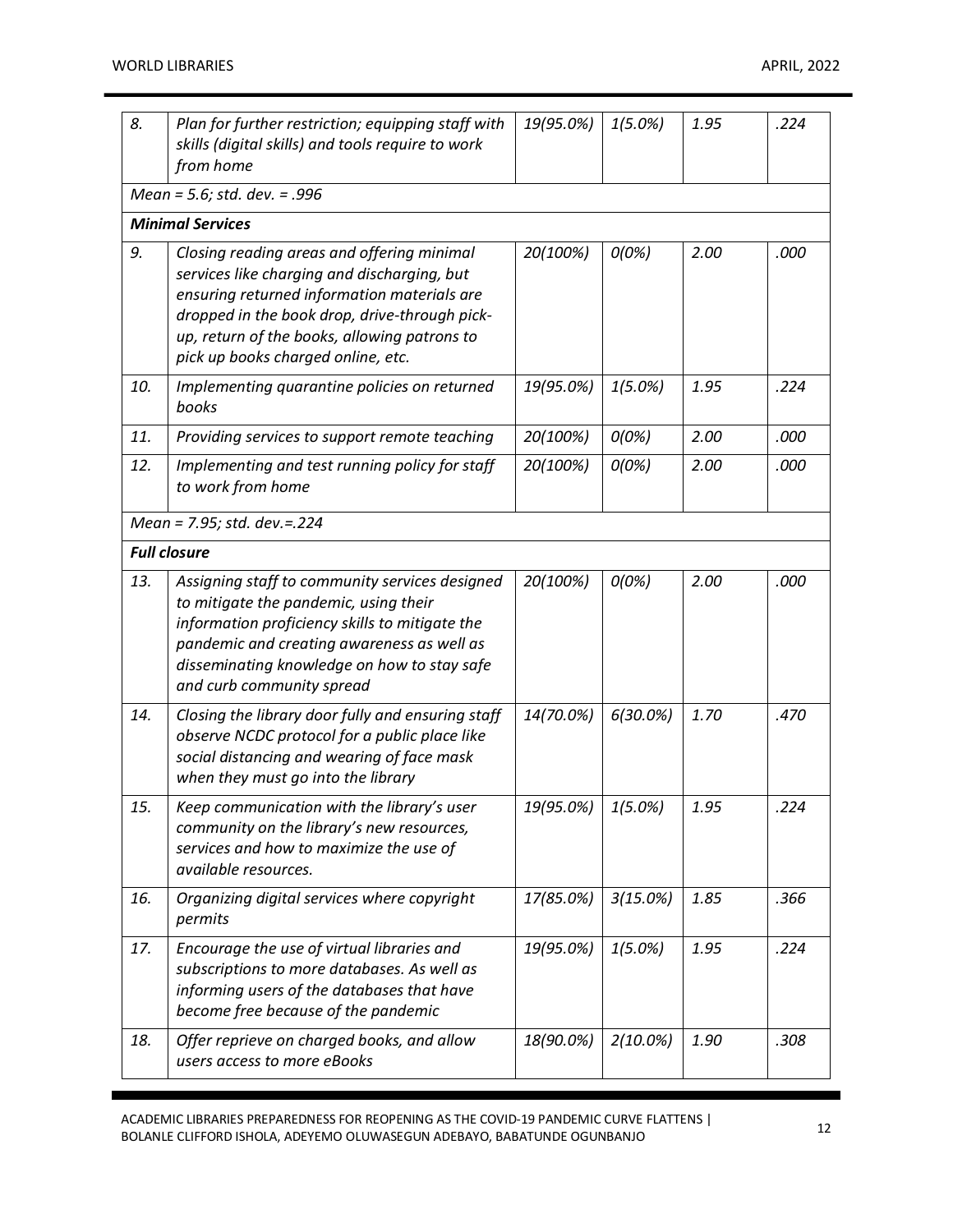| | | | | | |
|---|---|---|---|---|---|
| *8.* | *Plan for further restriction; equipping staff with skills (digital skills) and tools require to work from home* | *19(95.0%)* | *1(5.0%)* | *1.95* | *.224* |
| *Mean = 5.6; std. dev. = .996* | | | | | |
| ***Minimal Services*** | | | | | |
| *9.* | *Closing reading areas and offering minimal services like charging and discharging, but ensuring returned information materials are dropped in the book drop, drive-through pick-up, return of the books, allowing patrons to pick up books charged online, etc.* | *20(100%)* | *0(0%)* | *2.00* | *.000* |
| *10.* | *Implementing quarantine policies on returned books* | *19(95.0%)* | *1(5.0%)* | *1.95* | *.224* |
| *11.* | *Providing services to support remote teaching* | *20(100%)* | *0(0%)* | *2.00* | *.000* |
| *12.* | *Implementing and test running policy for staff to work from home* | *20(100%)* | *0(0%)* | *2.00* | *.000* |
| *Mean = 7.95; std. dev.=.224* | | | | | |
| ***Full closure*** | | | | | |
| *13.* | *Assigning staff to community services designed to mitigate the pandemic, using their information proficiency skills to mitigate the pandemic and creating awareness as well as disseminating knowledge on how to stay safe and curb community spread* | *20(100%)* | *0(0%)* | *2.00* | *.000* |
| *14.* | *Closing the library door fully and ensuring staff observe NCDC protocol for a public place like social distancing and wearing of face mask when they must go into the library* | *14(70.0%)* | *6(30.0%)* | *1.70* | *.470* |
| *15.* | *Keep communication with the library's user community on the library's new resources, services and how to maximize the use of available resources.* | *19(95.0%)* | *1(5.0%)* | *1.95* | *.224* |
| *16.* | *Organizing digital services where copyright permits* | *17(85.0%)* | *3(15.0%)* | *1.85* | *.366* |
| *17.* | *Encourage the use of virtual libraries and subscriptions to more databases. As well as informing users of the databases that have become free because of the pandemic* | *19(95.0%)* | *1(5.0%)* | *1.95* | *.224* |
| *18.* | *Offer reprieve on charged books, and allow users access to more eBooks* | *18(90.0%)* | *2(10.0%)* | *1.90* | *.308* |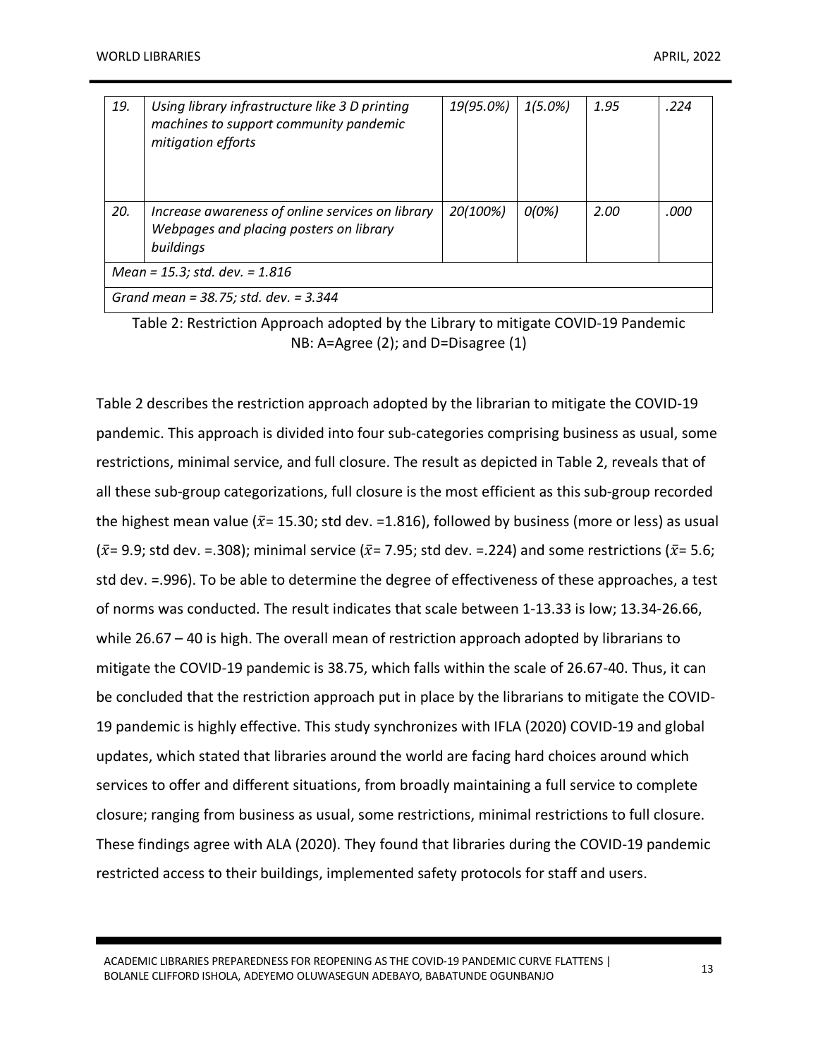| | | | | | |
|---|---|---|---|---|---|
| *19.* | *Using library infrastructure like 3 D printing machines to support community pandemic mitigation efforts* | *19(95.0%)* | *1(5.0%)* | *1.95* | *.224* |
| *20.* | *Increase awareness of online services on library Webpages and placing posters on library buildings* | *20(100%)* | *0(0%)* | *2.00* | *.000* |
| *Mean = 15.3; std. dev. = 1.816* | | | | | |
| *Grand mean = 38.75; std. dev. = 3.344* | | | | | |

Table 2: Restriction Approach adopted by the Library to mitigate COVID-19 Pandemic
NB: A=Agree (2); and D=Disagree (1)

Table 2 describes the restriction approach adopted by the librarian to mitigate the COVID-19 pandemic. This approach is divided into four sub-categories comprising business as usual, some restrictions, minimal service, and full closure. The result as depicted in Table 2, reveals that of all these sub-group categorizations, full closure is the most efficient as this sub-group recorded the highest mean value ($\bar{x}$= 15.30; std dev. =1.816), followed by business (more or less) as usual ($\bar{x}$= 9.9; std dev. =.308); minimal service ($\bar{x}$= 7.95; std dev. =.224) and some restrictions ($\bar{x}$= 5.6; std dev. =.996). To be able to determine the degree of effectiveness of these approaches, a test of norms was conducted. The result indicates that scale between 1-13.33 is low; 13.34-26.66, while 26.67 – 40 is high. The overall mean of restriction approach adopted by librarians to mitigate the COVID-19 pandemic is 38.75, which falls within the scale of 26.67-40. Thus, it can be concluded that the restriction approach put in place by the librarians to mitigate the COVID-19 pandemic is highly effective. This study synchronizes with IFLA (2020) COVID-19 and global updates, which stated that libraries around the world are facing hard choices around which services to offer and different situations, from broadly maintaining a full service to complete closure; ranging from business as usual, some restrictions, minimal restrictions to full closure. These findings agree with ALA (2020). They found that libraries during the COVID-19 pandemic restricted access to their buildings, implemented safety protocols for staff and users.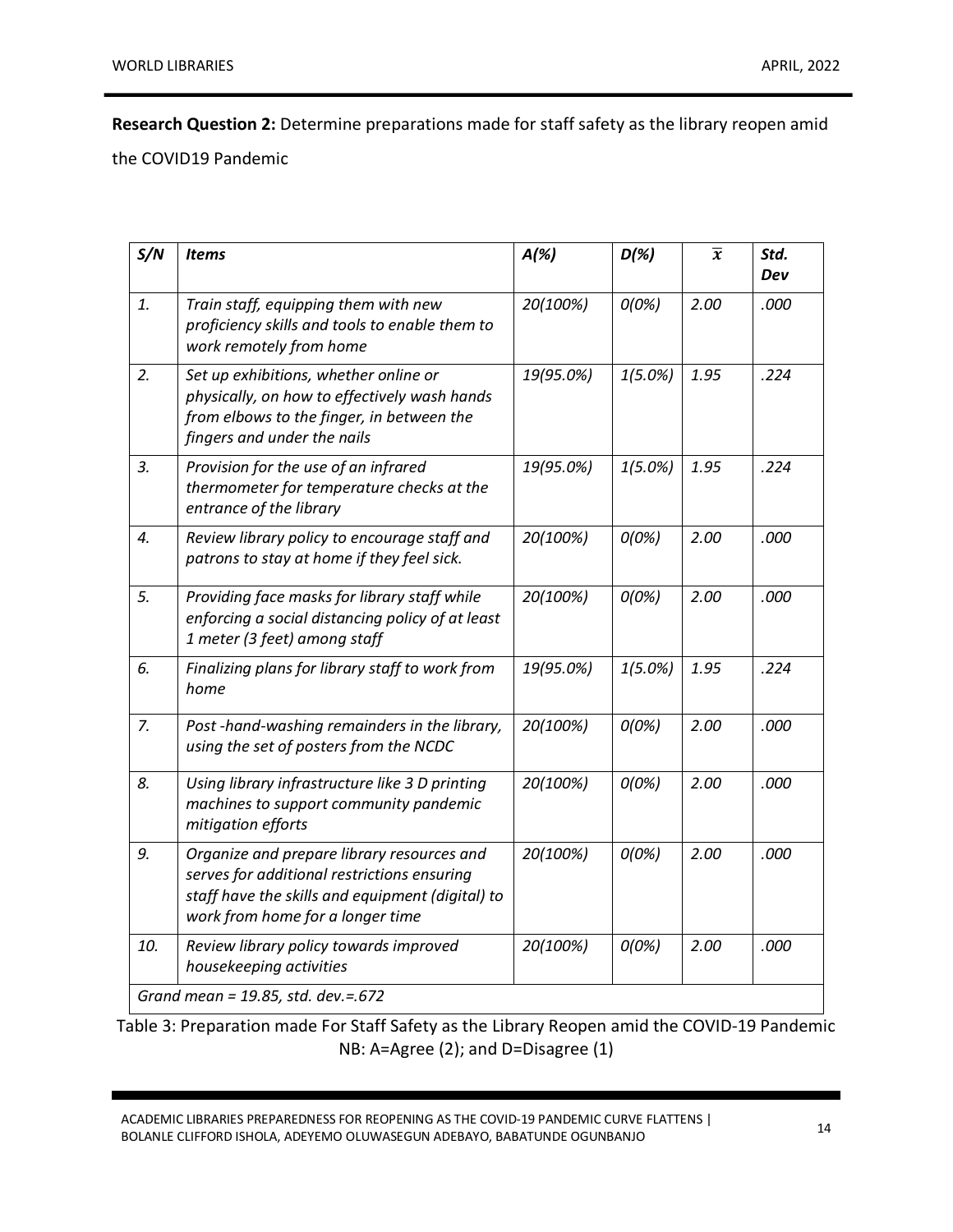**Research Question 2:** Determine preparations made for staff safety as the library reopen amid the COVID19 Pandemic

| *S/N* | *Items* | *A(%)* | *D(%)* | $\overline{x}$ | *Std. Dev* |
|---|---|---|---|---|---|
| *1.* | *Train staff, equipping them with new proficiency skills and tools to enable them to work remotely from home* | *20(100%)* | *0(0%)* | *2.00* | *.000* |
| *2.* | *Set up exhibitions, whether online or physically, on how to effectively wash hands from elbows to the finger, in between the fingers and under the nails* | *19(95.0%)* | *1(5.0%)* | *1.95* | *.224* |
| *3.* | *Provision for the use of an infrared thermometer for temperature checks at the entrance of the library* | *19(95.0%)* | *1(5.0%)* | *1.95* | *.224* |
| *4.* | *Review library policy to encourage staff and patrons to stay at home if they feel sick.* | *20(100%)* | *0(0%)* | *2.00* | *.000* |
| *5.* | *Providing face masks for library staff while enforcing a social distancing policy of at least 1 meter (3 feet) among staff* | *20(100%)* | *0(0%)* | *2.00* | *.000* |
| *6.* | *Finalizing plans for library staff to work from home* | *19(95.0%)* | *1(5.0%)* | *1.95* | *.224* |
| *7.* | *Post -hand-washing remainders in the library, using the set of posters from the NCDC* | *20(100%)* | *0(0%)* | *2.00* | *.000* |
| *8.* | *Using library infrastructure like 3 D printing machines to support community pandemic mitigation efforts* | *20(100%)* | *0(0%)* | *2.00* | *.000* |
| *9.* | *Organize and prepare library resources and serves for additional restrictions ensuring staff have the skills and equipment (digital) to work from home for a longer time* | *20(100%)* | *0(0%)* | *2.00* | *.000* |
| *10.* | *Review library policy towards improved housekeeping activities* | *20(100%)* | *0(0%)* | *2.00* | *.000* |
| *Grand mean = 19.85, std. dev.=.672* | | | | | |

Table 3: Preparation made For Staff Safety as the Library Reopen amid the COVID-19 Pandemic
NB: A=Agree (2); and D=Disagree (1)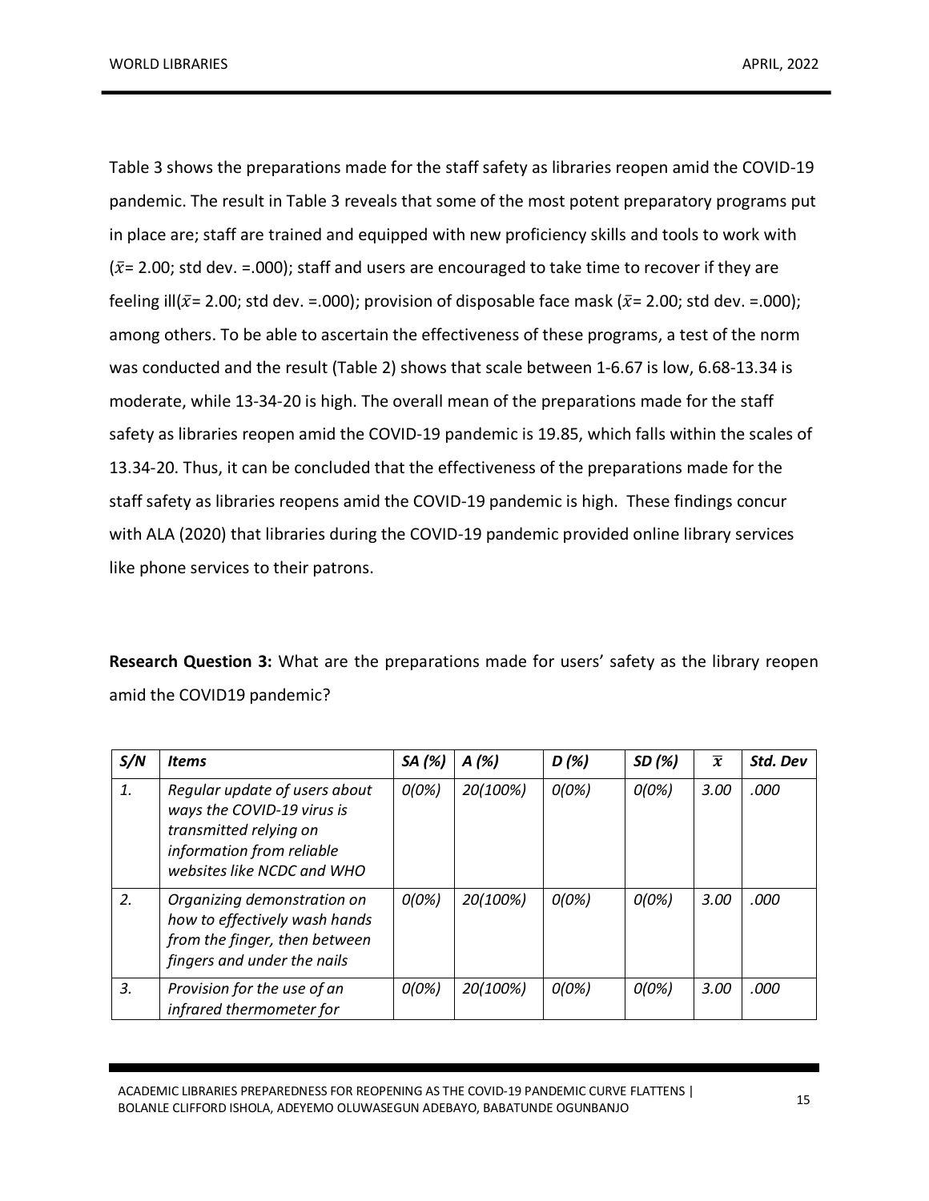Table 3 shows the preparations made for the staff safety as libraries reopen amid the COVID-19 pandemic. The result in Table 3 reveals that some of the most potent preparatory programs put in place are; staff are trained and equipped with new proficiency skills and tools to work with ($\bar{x}$= 2.00; std dev. =.000); staff and users are encouraged to take time to recover if they are feeling ill($\bar{x}$= 2.00; std dev. =.000); provision of disposable face mask ($\bar{x}$= 2.00; std dev. =.000); among others. To be able to ascertain the effectiveness of these programs, a test of the norm was conducted and the result (Table 2) shows that scale between 1-6.67 is low, 6.68-13.34 is moderate, while 13-34-20 is high. The overall mean of the preparations made for the staff safety as libraries reopen amid the COVID-19 pandemic is 19.85, which falls within the scales of 13.34-20. Thus, it can be concluded that the effectiveness of the preparations made for the staff safety as libraries reopens amid the COVID-19 pandemic is high. These findings concur with ALA (2020) that libraries during the COVID-19 pandemic provided online library services like phone services to their patrons.

**Research Question 3:** What are the preparations made for users' safety as the library reopen amid the COVID19 pandemic?

| *S/N* | *Items* | *SA (%)* | *A (%)* | *D (%)* | *SD (%)* | $\bar{x}$ | *Std. Dev* |
|---|---|---|---|---|---|---|---|
| *1.* | *Regular update of users about ways the COVID-19 virus is transmitted relying on information from reliable websites like NCDC and WHO* | *0(0%)* | *20(100%)* | *0(0%)* | *0(0%)* | *3.00* | *.000* |
| *2.* | *Organizing demonstration on how to effectively wash hands from the finger, then between fingers and under the nails* | *0(0%)* | *20(100%)* | *0(0%)* | *0(0%)* | *3.00* | *.000* |
| *3.* | *Provision for the use of an infrared thermometer for* | *0(0%)* | *20(100%)* | *0(0%)* | *0(0%)* | *3.00* | *.000* |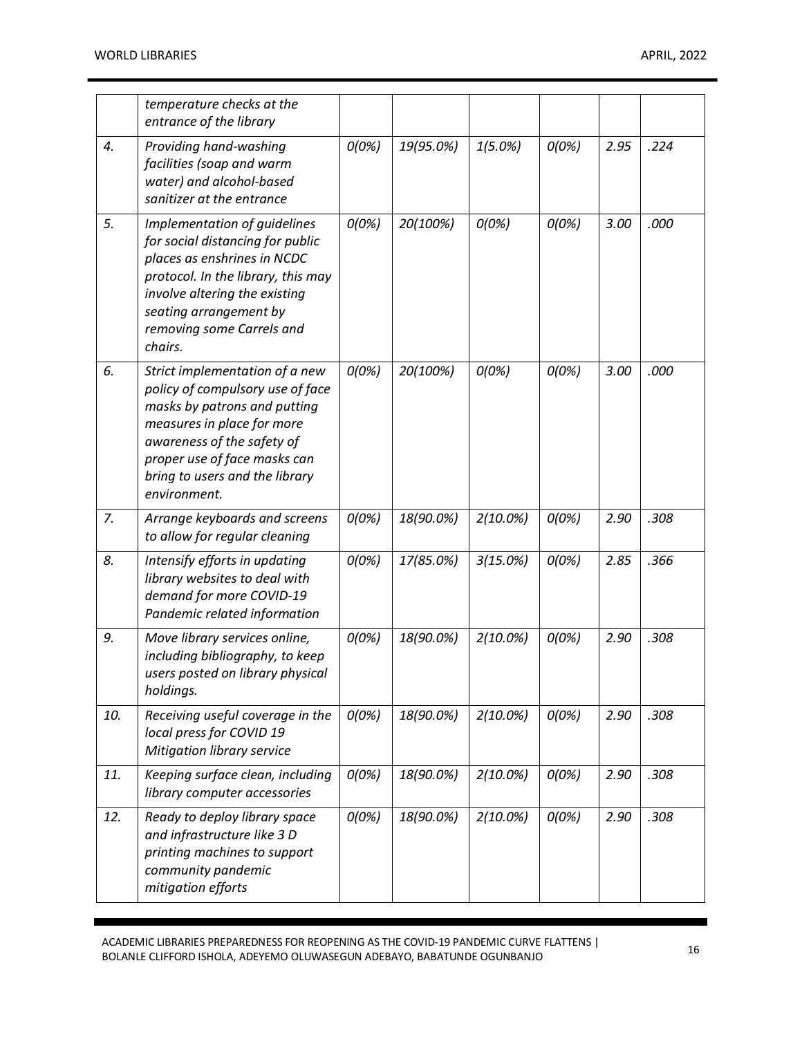| | | | | | | | |
|---|---|---|---|---|---|---|---|
| | *temperature checks at the entrance of the library* | | | | | | |
| *4.* | *Providing hand-washing facilities (soap and warm water) and alcohol-based sanitizer at the entrance* | *0(0%)* | *19(95.0%)* | *1(5.0%)* | *0(0%)* | *2.95* | *.224* |
| *5.* | *Implementation of guidelines for social distancing for public places as enshrines in NCDC protocol. In the library, this may involve altering the existing seating arrangement by removing some Carrels and chairs.* | *0(0%)* | *20(100%)* | *0(0%)* | *0(0%)* | *3.00* | *.000* |
| *6.* | *Strict implementation of a new policy of compulsory use of face masks by patrons and putting measures in place for more awareness of the safety of proper use of face masks can bring to users and the library environment.* | *0(0%)* | *20(100%)* | *0(0%)* | *0(0%)* | *3.00* | *.000* |
| *7.* | *Arrange keyboards and screens to allow for regular cleaning* | *0(0%)* | *18(90.0%)* | *2(10.0%)* | *0(0%)* | *2.90* | *.308* |
| *8.* | *Intensify efforts in updating library websites to deal with demand for more COVID-19 Pandemic related information* | *0(0%)* | *17(85.0%)* | *3(15.0%)* | *0(0%)* | *2.85* | *.366* |
| *9.* | *Move library services online, including bibliography, to keep users posted on library physical holdings.* | *0(0%)* | *18(90.0%)* | *2(10.0%)* | *0(0%)* | *2.90* | *.308* |
| *10.* | *Receiving useful coverage in the local press for COVID 19 Mitigation library service* | *0(0%)* | *18(90.0%)* | *2(10.0%)* | *0(0%)* | *2.90* | *.308* |
| *11.* | *Keeping surface clean, including library computer accessories* | *0(0%)* | *18(90.0%)* | *2(10.0%)* | *0(0%)* | *2.90* | *.308* |
| *12.* | *Ready to deploy library space and infrastructure like 3 D printing machines to support community pandemic mitigation efforts* | *0(0%)* | *18(90.0%)* | *2(10.0%)* | *0(0%)* | *2.90* | *.308* |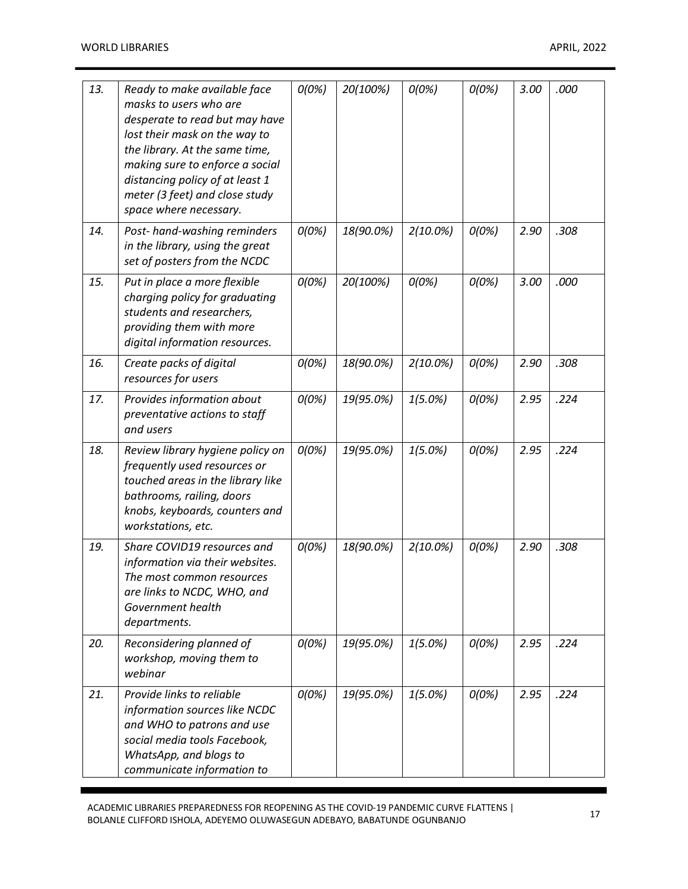| 13. | *Ready to make available face masks to users who are desperate to read but may have lost their mask on the way to the library. At the same time, making sure to enforce a social distancing policy of at least 1 meter (3 feet) and close study space where necessary.* | *0(0%)* | *20(100%)* | *0(0%)* | *0(0%)* | *3.00* | *.000* |
|---|---|---|---|---|---|---|---|
| 14. | *Post- hand-washing reminders in the library, using the great set of posters from the NCDC* | *0(0%)* | *18(90.0%)* | *2(10.0%)* | *0(0%)* | *2.90* | *.308* |
| 15. | *Put in place a more flexible charging policy for graduating students and researchers, providing them with more digital information resources.* | *0(0%)* | *20(100%)* | *0(0%)* | *0(0%)* | *3.00* | *.000* |
| 16. | *Create packs of digital resources for users* | *0(0%)* | *18(90.0%)* | *2(10.0%)* | *0(0%)* | *2.90* | *.308* |
| 17. | *Provides information about preventative actions to staff and users* | *0(0%)* | *19(95.0%)* | *1(5.0%)* | *0(0%)* | *2.95* | *.224* |
| 18. | *Review library hygiene policy on frequently used resources or touched areas in the library like bathrooms, railing, doors knobs, keyboards, counters and workstations, etc.* | *0(0%)* | *19(95.0%)* | *1(5.0%)* | *0(0%)* | *2.95* | *.224* |
| 19. | *Share COVID19 resources and information via their websites. The most common resources are links to NCDC, WHO, and Government health departments.* | *0(0%)* | *18(90.0%)* | *2(10.0%)* | *0(0%)* | *2.90* | *.308* |
| 20. | *Reconsidering planned of workshop, moving them to webinar* | *0(0%)* | *19(95.0%)* | *1(5.0%)* | *0(0%)* | *2.95* | *.224* |
| 21. | *Provide links to reliable information sources like NCDC and WHO to patrons and use social media tools Facebook, WhatsApp, and blogs to communicate information to* | *0(0%)* | *19(95.0%)* | *1(5.0%)* | *0(0%)* | *2.95* | *.224* |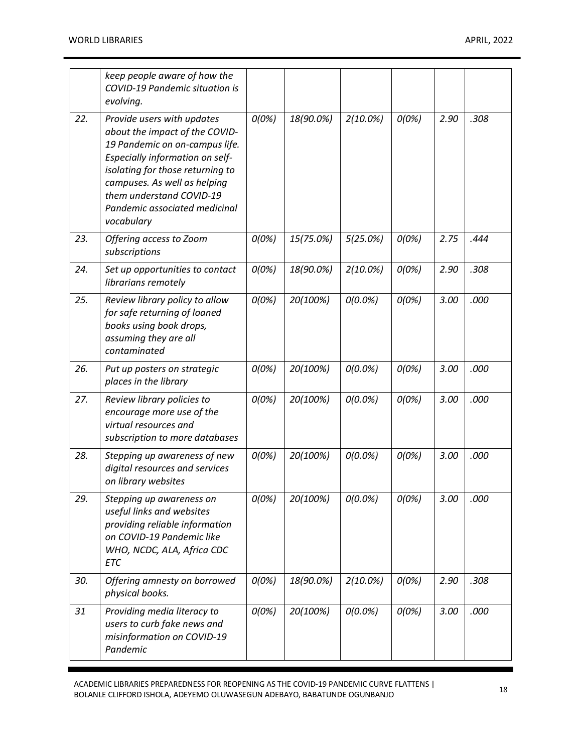|  |  |  |  |  |  |  |  |
|---|---|---|---|---|---|---|---|
|  | *keep people aware of how the COVID-19 Pandemic situation is evolving.* |  |  |  |  |  |  |
| *22.* | *Provide users with updates about the impact of the COVID-19 Pandemic on on-campus life. Especially information on self-isolating for those returning to campuses. As well as helping them understand COVID-19 Pandemic associated medicinal vocabulary* | *0(0%)* | *18(90.0%)* | *2(10.0%)* | *0(0%)* | *2.90* | *.308* |
| *23.* | *Offering access to Zoom subscriptions* | *0(0%)* | *15(75.0%)* | *5(25.0%)* | *0(0%)* | *2.75* | *.444* |
| *24.* | *Set up opportunities to contact librarians remotely* | *0(0%)* | *18(90.0%)* | *2(10.0%)* | *0(0%)* | *2.90* | *.308* |
| *25.* | *Review library policy to allow for safe returning of loaned books using book drops, assuming they are all contaminated* | *0(0%)* | *20(100%)* | *0(0.0%)* | *0(0%)* | *3.00* | *.000* |
| *26.* | *Put up posters on strategic places in the library* | *0(0%)* | *20(100%)* | *0(0.0%)* | *0(0%)* | *3.00* | *.000* |
| *27.* | *Review library policies to encourage more use of the virtual resources and subscription to more databases* | *0(0%)* | *20(100%)* | *0(0.0%)* | *0(0%)* | *3.00* | *.000* |
| *28.* | *Stepping up awareness of new digital resources and services on library websites* | *0(0%)* | *20(100%)* | *0(0.0%)* | *0(0%)* | *3.00* | *.000* |
| *29.* | *Stepping up awareness on useful links and websites providing reliable information on COVID-19 Pandemic like WHO, NCDC, ALA, Africa CDC ETC* | *0(0%)* | *20(100%)* | *0(0.0%)* | *0(0%)* | *3.00* | *.000* |
| *30.* | *Offering amnesty on borrowed physical books.* | *0(0%)* | *18(90.0%)* | *2(10.0%)* | *0(0%)* | *2.90* | *.308* |
| *31* | *Providing media literacy to users to curb fake news and misinformation on COVID-19 Pandemic* | *0(0%)* | *20(100%)* | *0(0.0%)* | *0(0%)* | *3.00* | *.000* |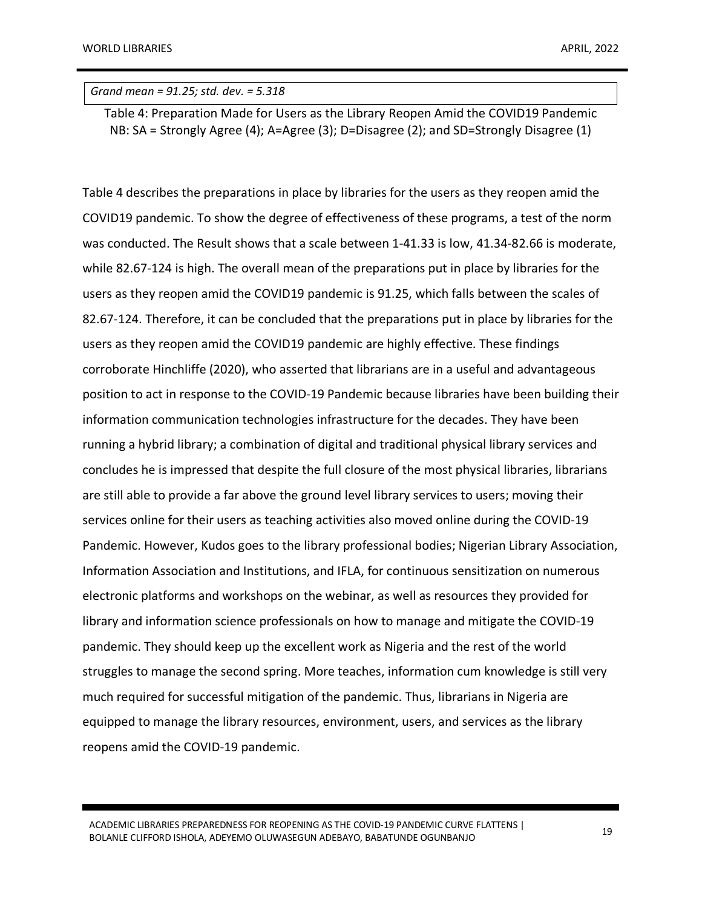*Grand mean = 91.25; std. dev. = 5.318*

Table 4: Preparation Made for Users as the Library Reopen Amid the COVID19 Pandemic
NB: SA = Strongly Agree (4); A=Agree (3); D=Disagree (2); and SD=Strongly Disagree (1)

Table 4 describes the preparations in place by libraries for the users as they reopen amid the COVID19 pandemic. To show the degree of effectiveness of these programs, a test of the norm was conducted. The Result shows that a scale between 1-41.33 is low, 41.34-82.66 is moderate, while 82.67-124 is high. The overall mean of the preparations put in place by libraries for the users as they reopen amid the COVID19 pandemic is 91.25, which falls between the scales of 82.67-124. Therefore, it can be concluded that the preparations put in place by libraries for the users as they reopen amid the COVID19 pandemic are highly effective. These findings corroborate Hinchliffe (2020), who asserted that librarians are in a useful and advantageous position to act in response to the COVID-19 Pandemic because libraries have been building their information communication technologies infrastructure for the decades. They have been running a hybrid library; a combination of digital and traditional physical library services and concludes he is impressed that despite the full closure of the most physical libraries, librarians are still able to provide a far above the ground level library services to users; moving their services online for their users as teaching activities also moved online during the COVID-19 Pandemic. However, Kudos goes to the library professional bodies; Nigerian Library Association, Information Association and Institutions, and IFLA, for continuous sensitization on numerous electronic platforms and workshops on the webinar, as well as resources they provided for library and information science professionals on how to manage and mitigate the COVID-19 pandemic. They should keep up the excellent work as Nigeria and the rest of the world struggles to manage the second spring. More teaches, information cum knowledge is still very much required for successful mitigation of the pandemic. Thus, librarians in Nigeria are equipped to manage the library resources, environment, users, and services as the library reopens amid the COVID-19 pandemic.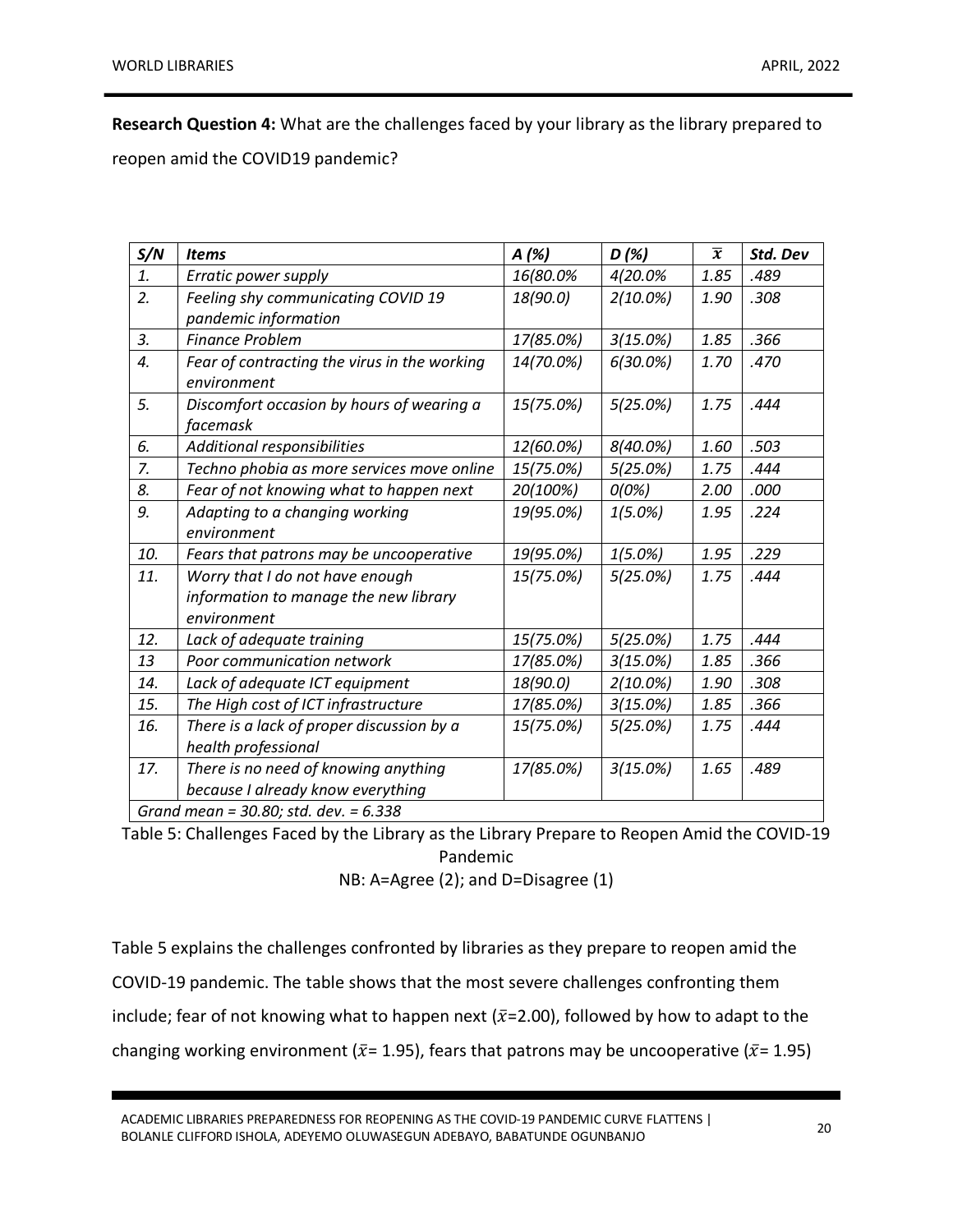**Research Question 4:** What are the challenges faced by your library as the library prepared to reopen amid the COVID19 pandemic?

| *S/N* | *Items* | *A (%)* | *D (%)* | $\bar{x}$ | *Std. Dev* |
|---|---|---|---|---|---|
| *1.* | *Erratic power supply* | *16(80.0%* | *4(20.0%* | *1.85* | *.489* |
| *2.* | *Feeling shy communicating COVID 19 pandemic information* | *18(90.0)* | *2(10.0%)* | *1.90* | *.308* |
| *3.* | *Finance Problem* | *17(85.0%)* | *3(15.0%)* | *1.85* | *.366* |
| *4.* | *Fear of contracting the virus in the working environment* | *14(70.0%)* | *6(30.0%)* | *1.70* | *.470* |
| *5.* | *Discomfort occasion by hours of wearing a facemask* | *15(75.0%)* | *5(25.0%)* | *1.75* | *.444* |
| *6.* | *Additional responsibilities* | *12(60.0%)* | *8(40.0%)* | *1.60* | *.503* |
| *7.* | *Techno phobia as more services move online* | *15(75.0%)* | *5(25.0%)* | *1.75* | *.444* |
| *8.* | *Fear of not knowing what to happen next* | *20(100%)* | *0(0%)* | *2.00* | *.000* |
| *9.* | *Adapting to a changing working environment* | *19(95.0%)* | *1(5.0%)* | *1.95* | *.224* |
| *10.* | *Fears that patrons may be uncooperative* | *19(95.0%)* | *1(5.0%)* | *1.95* | *.229* |
| *11.* | *Worry that I do not have enough information to manage the new library environment* | *15(75.0%)* | *5(25.0%)* | *1.75* | *.444* |
| *12.* | *Lack of adequate training* | *15(75.0%)* | *5(25.0%)* | *1.75* | *.444* |
| *13* | *Poor communication network* | *17(85.0%)* | *3(15.0%)* | *1.85* | *.366* |
| *14.* | *Lack of adequate ICT equipment* | *18(90.0)* | *2(10.0%)* | *1.90* | *.308* |
| *15.* | *The High cost of ICT infrastructure* | *17(85.0%)* | *3(15.0%)* | *1.85* | *.366* |
| *16.* | *There is a lack of proper discussion by a health professional* | *15(75.0%)* | *5(25.0%)* | *1.75* | *.444* |
| *17.* | *There is no need of knowing anything because I already know everything* | *17(85.0%)* | *3(15.0%)* | *1.65* | *.489* |
| *Grand mean = 30.80; std. dev. = 6.338* | | | | | |

Table 5: Challenges Faced by the Library as the Library Prepare to Reopen Amid the COVID-19 Pandemic

NB: A=Agree (2); and D=Disagree (1)

Table 5 explains the challenges confronted by libraries as they prepare to reopen amid the COVID-19 pandemic. The table shows that the most severe challenges confronting them include; fear of not knowing what to happen next ($\bar{x}$=2.00), followed by how to adapt to the changing working environment ($\bar{x}$= 1.95), fears that patrons may be uncooperative ($\bar{x}$= 1.95)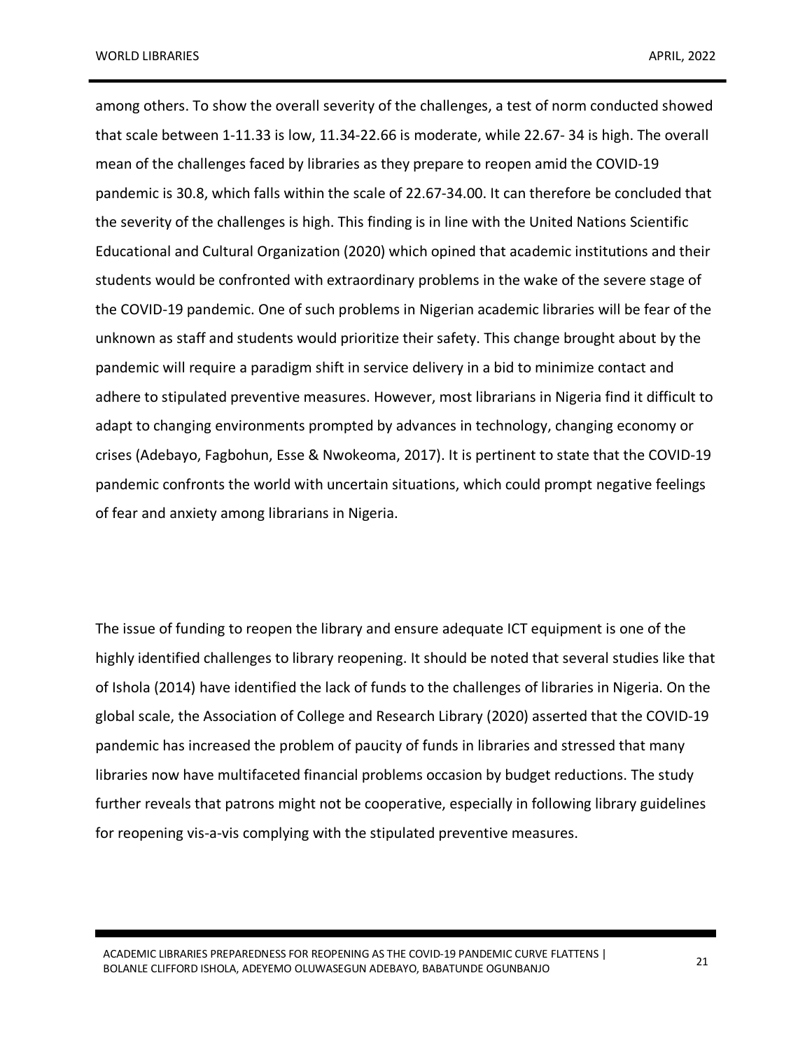among others. To show the overall severity of the challenges, a test of norm conducted showed that scale between 1-11.33 is low, 11.34-22.66 is moderate, while 22.67- 34 is high. The overall mean of the challenges faced by libraries as they prepare to reopen amid the COVID-19 pandemic is 30.8, which falls within the scale of 22.67-34.00. It can therefore be concluded that the severity of the challenges is high. This finding is in line with the United Nations Scientific Educational and Cultural Organization (2020) which opined that academic institutions and their students would be confronted with extraordinary problems in the wake of the severe stage of the COVID-19 pandemic. One of such problems in Nigerian academic libraries will be fear of the unknown as staff and students would prioritize their safety. This change brought about by the pandemic will require a paradigm shift in service delivery in a bid to minimize contact and adhere to stipulated preventive measures. However, most librarians in Nigeria find it difficult to adapt to changing environments prompted by advances in technology, changing economy or crises (Adebayo, Fagbohun, Esse & Nwokeoma, 2017). It is pertinent to state that the COVID-19 pandemic confronts the world with uncertain situations, which could prompt negative feelings of fear and anxiety among librarians in Nigeria.

The issue of funding to reopen the library and ensure adequate ICT equipment is one of the highly identified challenges to library reopening. It should be noted that several studies like that of Ishola (2014) have identified the lack of funds to the challenges of libraries in Nigeria. On the global scale, the Association of College and Research Library (2020) asserted that the COVID-19 pandemic has increased the problem of paucity of funds in libraries and stressed that many libraries now have multifaceted financial problems occasion by budget reductions. The study further reveals that patrons might not be cooperative, especially in following library guidelines for reopening vis-a-vis complying with the stipulated preventive measures.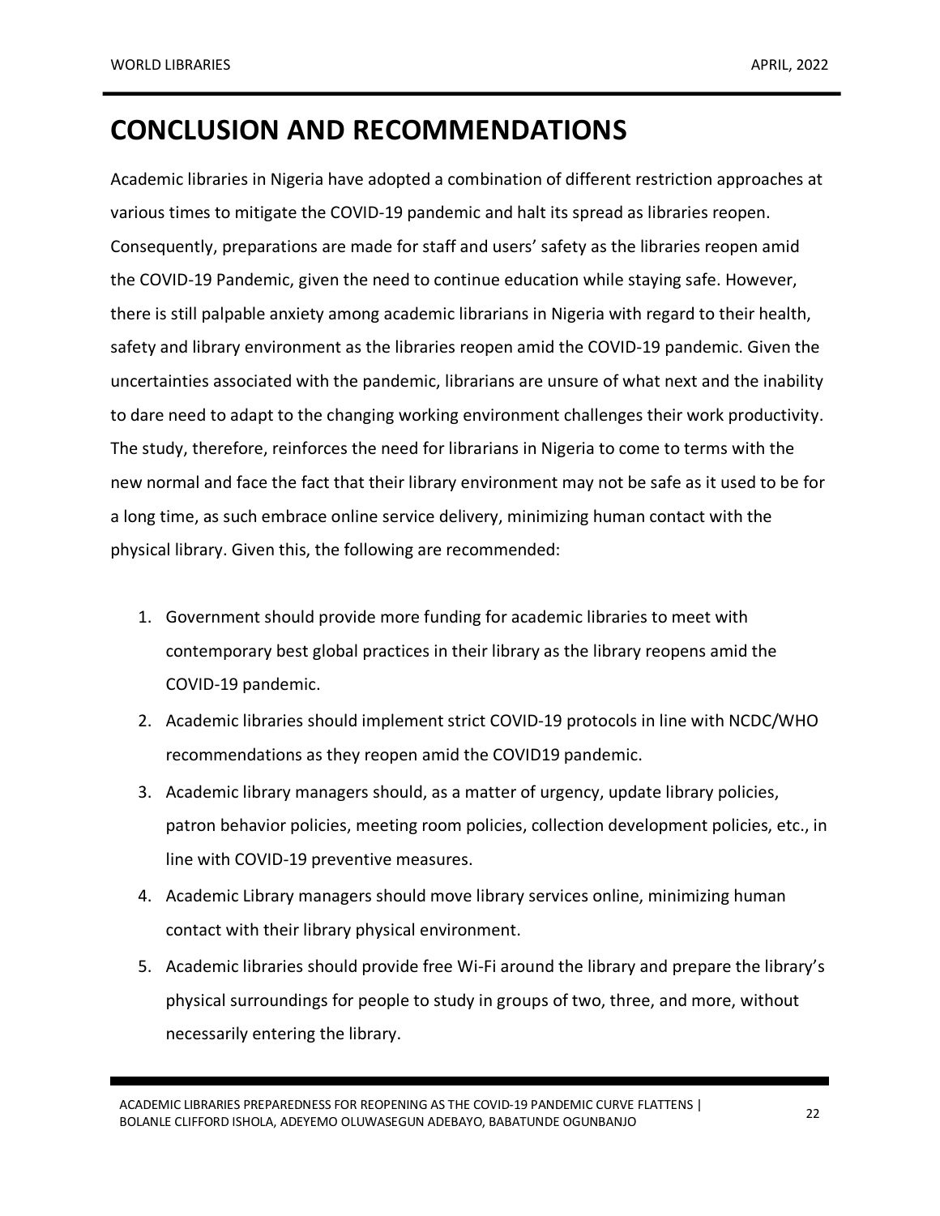# CONCLUSION AND RECOMMENDATIONS

Academic libraries in Nigeria have adopted a combination of different restriction approaches at various times to mitigate the COVID-19 pandemic and halt its spread as libraries reopen. Consequently, preparations are made for staff and users' safety as the libraries reopen amid the COVID-19 Pandemic, given the need to continue education while staying safe. However, there is still palpable anxiety among academic librarians in Nigeria with regard to their health, safety and library environment as the libraries reopen amid the COVID-19 pandemic. Given the uncertainties associated with the pandemic, librarians are unsure of what next and the inability to dare need to adapt to the changing working environment challenges their work productivity. The study, therefore, reinforces the need for librarians in Nigeria to come to terms with the new normal and face the fact that their library environment may not be safe as it used to be for a long time, as such embrace online service delivery, minimizing human contact with the physical library. Given this, the following are recommended:

1. Government should provide more funding for academic libraries to meet with contemporary best global practices in their library as the library reopens amid the COVID-19 pandemic.
2. Academic libraries should implement strict COVID-19 protocols in line with NCDC/WHO recommendations as they reopen amid the COVID19 pandemic.
3. Academic library managers should, as a matter of urgency, update library policies, patron behavior policies, meeting room policies, collection development policies, etc., in line with COVID-19 preventive measures.
4. Academic Library managers should move library services online, minimizing human contact with their library physical environment.
5. Academic libraries should provide free Wi-Fi around the library and prepare the library's physical surroundings for people to study in groups of two, three, and more, without necessarily entering the library.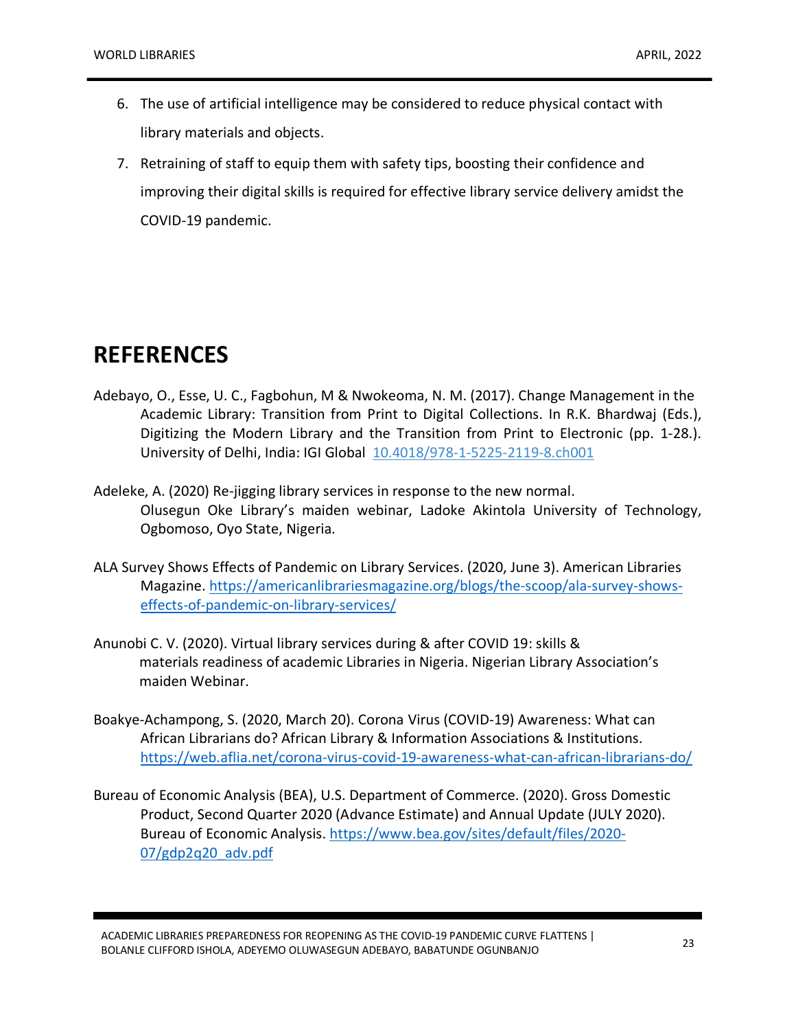6. The use of artificial intelligence may be considered to reduce physical contact with library materials and objects.
7. Retraining of staff to equip them with safety tips, boosting their confidence and improving their digital skills is required for effective library service delivery amidst the COVID-19 pandemic.

# REFERENCES

Adebayo, O., Esse, U. C., Fagbohun, M & Nwokeoma, N. M. (2017). Change Management in the Academic Library: Transition from Print to Digital Collections. In R.K. Bhardwaj (Eds.), Digitizing the Modern Library and the Transition from Print to Electronic (pp. 1-28.). University of Delhi, India: IGI Global 10.4018/978-1-5225-2119-8.ch001

Adeleke, A. (2020) Re-jigging library services in response to the new normal. Olusegun Oke Library's maiden webinar, Ladoke Akintola University of Technology, Ogbomoso, Oyo State, Nigeria.

ALA Survey Shows Effects of Pandemic on Library Services. (2020, June 3). American Libraries Magazine. https://americanlibrariesmagazine.org/blogs/the-scoop/ala-survey-shows-effects-of-pandemic-on-library-services/

Anunobi C. V. (2020). Virtual library services during & after COVID 19: skills & materials readiness of academic Libraries in Nigeria. Nigerian Library Association's maiden Webinar.

Boakye-Achampong, S. (2020, March 20). Corona Virus (COVID-19) Awareness: What can African Librarians do? African Library & Information Associations & Institutions. https://web.aflia.net/corona-virus-covid-19-awareness-what-can-african-librarians-do/

Bureau of Economic Analysis (BEA), U.S. Department of Commerce. (2020). Gross Domestic Product, Second Quarter 2020 (Advance Estimate) and Annual Update (JULY 2020). Bureau of Economic Analysis. https://www.bea.gov/sites/default/files/2020-07/gdp2q20_adv.pdf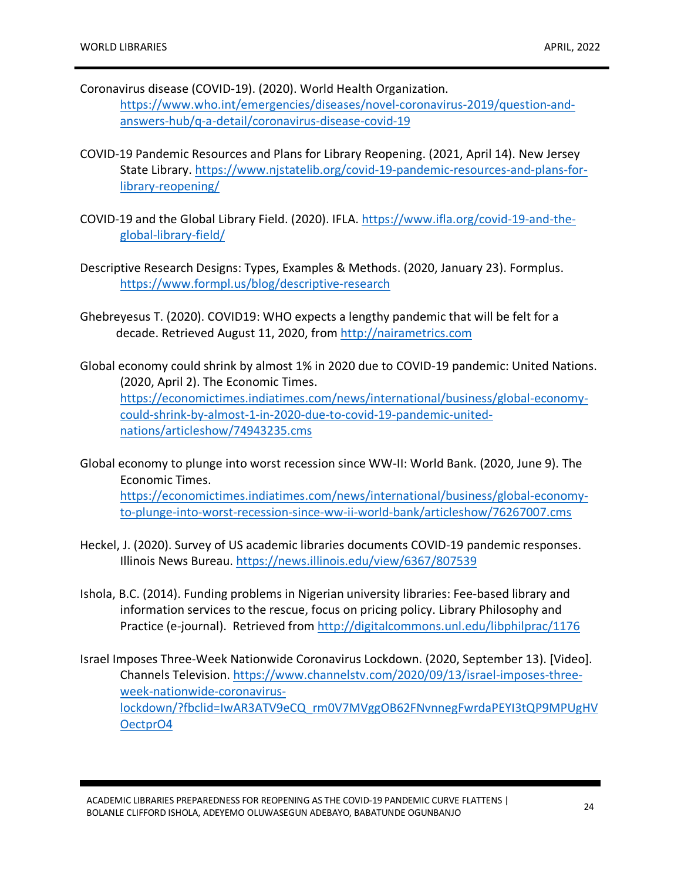Coronavirus disease (COVID-19). (2020). World Health Organization. https://www.who.int/emergencies/diseases/novel-coronavirus-2019/question-and-answers-hub/q-a-detail/coronavirus-disease-covid-19

COVID-19 Pandemic Resources and Plans for Library Reopening. (2021, April 14). New Jersey State Library. https://www.njstatelib.org/covid-19-pandemic-resources-and-plans-for-library-reopening/

COVID-19 and the Global Library Field. (2020). IFLA. https://www.ifla.org/covid-19-and-the-global-library-field/

Descriptive Research Designs: Types, Examples & Methods. (2020, January 23). Formplus. https://www.formpl.us/blog/descriptive-research

Ghebreyesus T. (2020). COVID19: WHO expects a lengthy pandemic that will be felt for a decade. Retrieved August 11, 2020, from http://nairametrics.com

Global economy could shrink by almost 1% in 2020 due to COVID-19 pandemic: United Nations. (2020, April 2). The Economic Times. https://economictimes.indiatimes.com/news/international/business/global-economy-could-shrink-by-almost-1-in-2020-due-to-covid-19-pandemic-united-nations/articleshow/74943235.cms

Global economy to plunge into worst recession since WW-II: World Bank. (2020, June 9). The Economic Times. https://economictimes.indiatimes.com/news/international/business/global-economy-to-plunge-into-worst-recession-since-ww-ii-world-bank/articleshow/76267007.cms

Heckel, J. (2020). Survey of US academic libraries documents COVID-19 pandemic responses. Illinois News Bureau. https://news.illinois.edu/view/6367/807539

Ishola, B.C. (2014). Funding problems in Nigerian university libraries: Fee-based library and information services to the rescue, focus on pricing policy. Library Philosophy and Practice (e-journal). Retrieved from http://digitalcommons.unl.edu/libphilprac/1176

Israel Imposes Three-Week Nationwide Coronavirus Lockdown. (2020, September 13). [Video]. Channels Television. https://www.channelstv.com/2020/09/13/israel-imposes-three-week-nationwide-coronavirus-lockdown/?fbclid=IwAR3ATV9eCQ_rm0V7MVggOB62FNvnnegFwrdaPEYI3tQP9MPUgHVOectprO4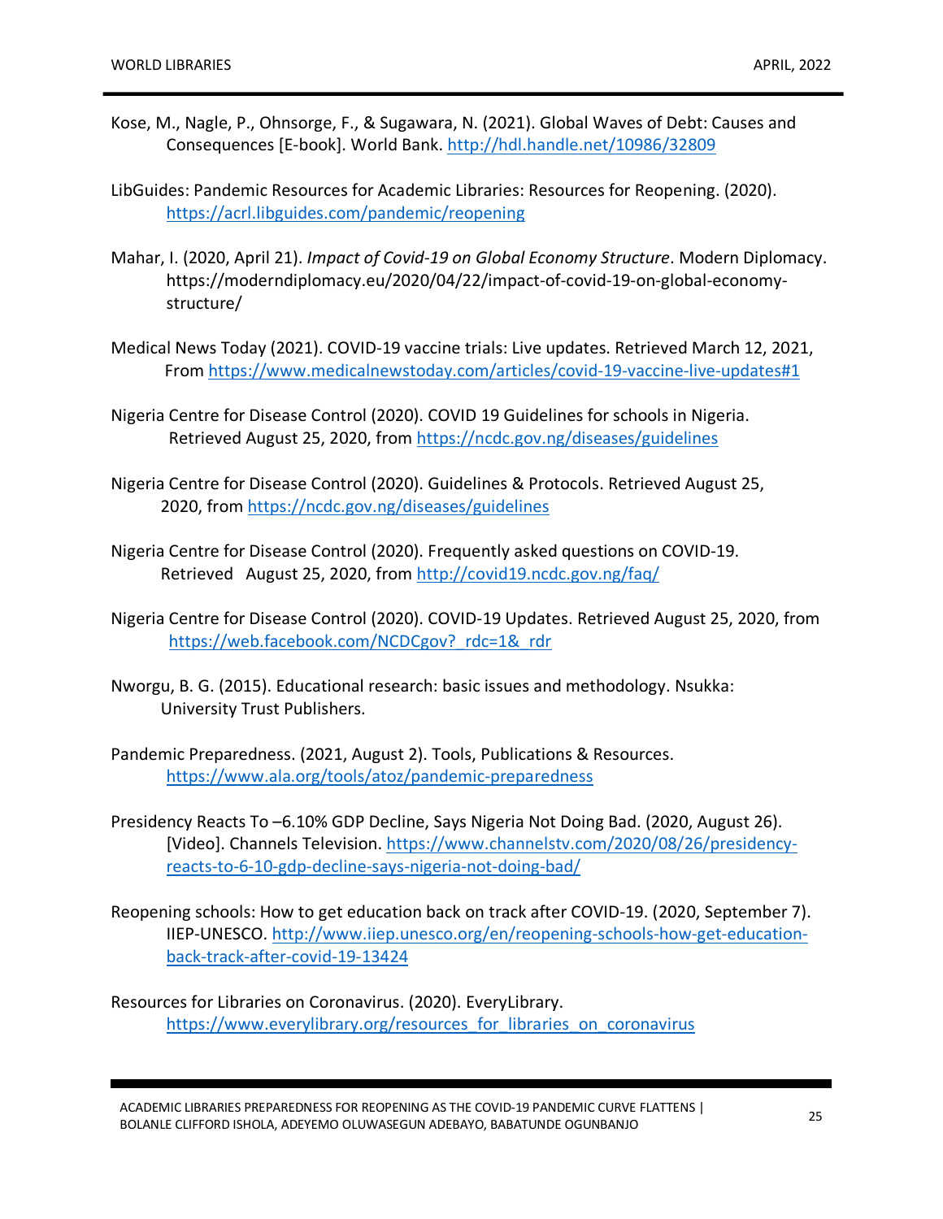Kose, M., Nagle, P., Ohnsorge, F., & Sugawara, N. (2021). Global Waves of Debt: Causes and Consequences [E-book]. World Bank. http://hdl.handle.net/10986/32809

LibGuides: Pandemic Resources for Academic Libraries: Resources for Reopening. (2020). https://acrl.libguides.com/pandemic/reopening

Mahar, I. (2020, April 21). *Impact of Covid-19 on Global Economy Structure*. Modern Diplomacy. https://moderndiplomacy.eu/2020/04/22/impact-of-covid-19-on-global-economy-structure/

Medical News Today (2021). COVID-19 vaccine trials: Live updates. Retrieved March 12, 2021, From https://www.medicalnewstoday.com/articles/covid-19-vaccine-live-updates#1

Nigeria Centre for Disease Control (2020). COVID 19 Guidelines for schools in Nigeria. Retrieved August 25, 2020, from https://ncdc.gov.ng/diseases/guidelines

Nigeria Centre for Disease Control (2020). Guidelines & Protocols. Retrieved August 25, 2020, from https://ncdc.gov.ng/diseases/guidelines

Nigeria Centre for Disease Control (2020). Frequently asked questions on COVID-19. Retrieved August 25, 2020, from http://covid19.ncdc.gov.ng/faq/

Nigeria Centre for Disease Control (2020). COVID-19 Updates. Retrieved August 25, 2020, from https://web.facebook.com/NCDCgov?_rdc=1&_rdr

Nworgu, B. G. (2015). Educational research: basic issues and methodology. Nsukka: University Trust Publishers.

Pandemic Preparedness. (2021, August 2). Tools, Publications & Resources. https://www.ala.org/tools/atoz/pandemic-preparedness

Presidency Reacts To –6.10% GDP Decline, Says Nigeria Not Doing Bad. (2020, August 26). [Video]. Channels Television. https://www.channelstv.com/2020/08/26/presidency-reacts-to-6-10-gdp-decline-says-nigeria-not-doing-bad/

Reopening schools: How to get education back on track after COVID-19. (2020, September 7). IIEP-UNESCO. http://www.iiep.unesco.org/en/reopening-schools-how-get-education-back-track-after-covid-19-13424

Resources for Libraries on Coronavirus. (2020). EveryLibrary. https://www.everylibrary.org/resources_for_libraries_on_coronavirus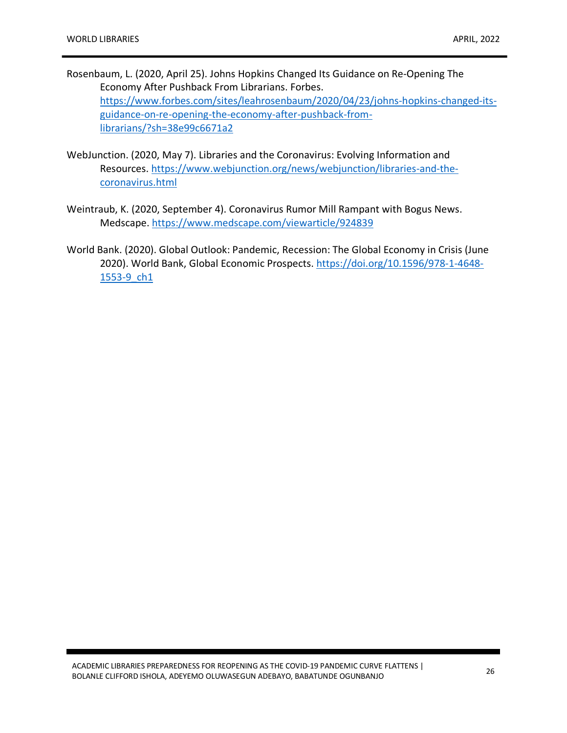Rosenbaum, L. (2020, April 25). Johns Hopkins Changed Its Guidance on Re-Opening The Economy After Pushback From Librarians. Forbes. https://www.forbes.com/sites/leahrosenbaum/2020/04/23/johns-hopkins-changed-its-guidance-on-re-opening-the-economy-after-pushback-from-librarians/?sh=38e99c6671a2

WebJunction. (2020, May 7). Libraries and the Coronavirus: Evolving Information and Resources. https://www.webjunction.org/news/webjunction/libraries-and-the-coronavirus.html

Weintraub, K. (2020, September 4). Coronavirus Rumor Mill Rampant with Bogus News. Medscape. https://www.medscape.com/viewarticle/924839

World Bank. (2020). Global Outlook: Pandemic, Recession: The Global Economy in Crisis (June 2020). World Bank, Global Economic Prospects. https://doi.org/10.1596/978-1-4648-1553-9_ch1